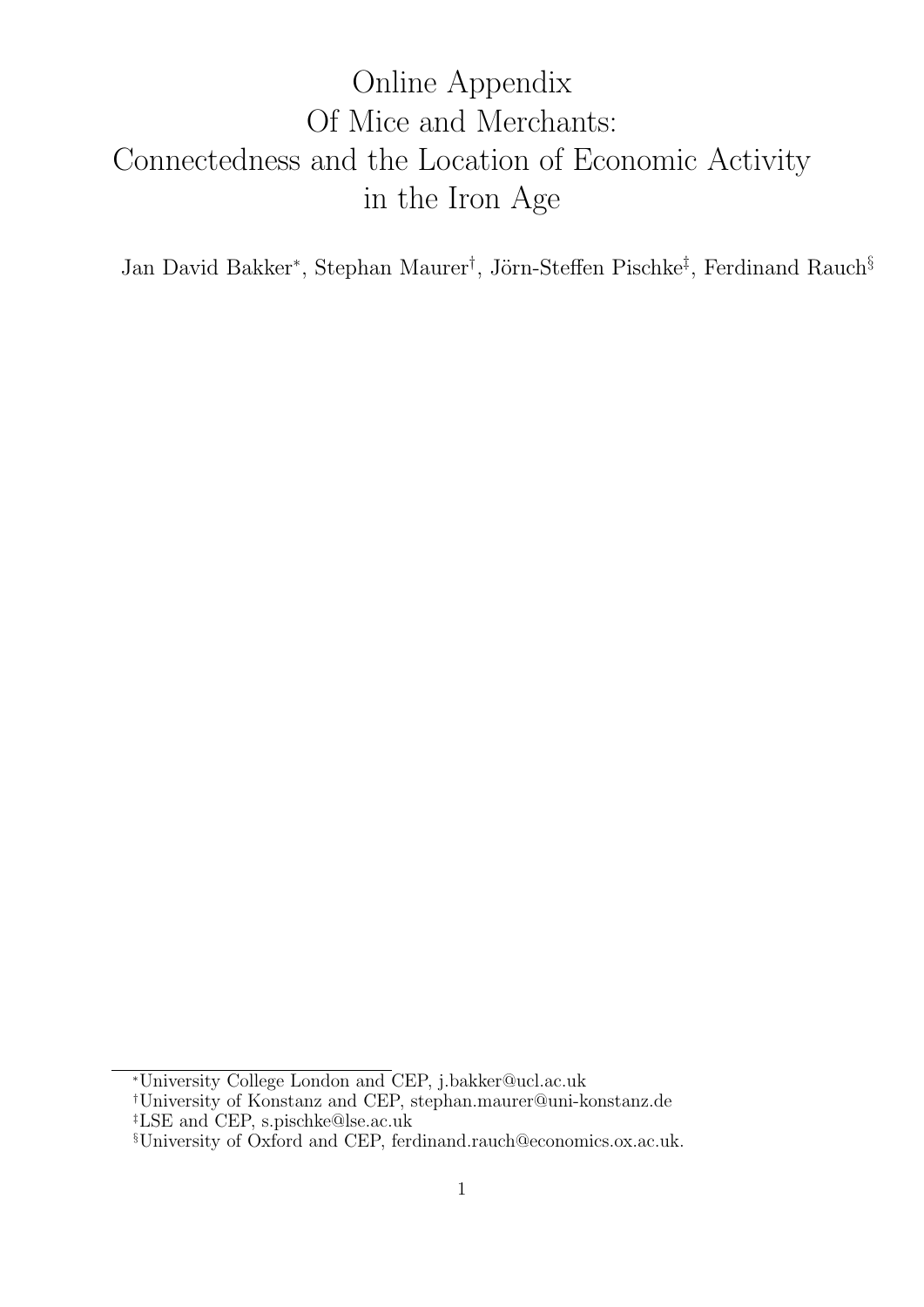# Online Appendix
# Of Mice and Merchants: Connectedness and the Location of Economic Activity in the Iron Age

Jan David Bakker[*], Stephan Maurer[†], Jörn-Steffen Pischke[‡], Ferdinand Rauch[§]

[*] University College London and CEP, j.bakker@ucl.ac.uk

[†] University of Konstanz and CEP, stephan.maurer@uni-konstanz.de

[‡] LSE and CEP, s.pischke@lse.ac.uk

[§] University of Oxford and CEP, ferdinand.rauch@economics.ox.ac.uk.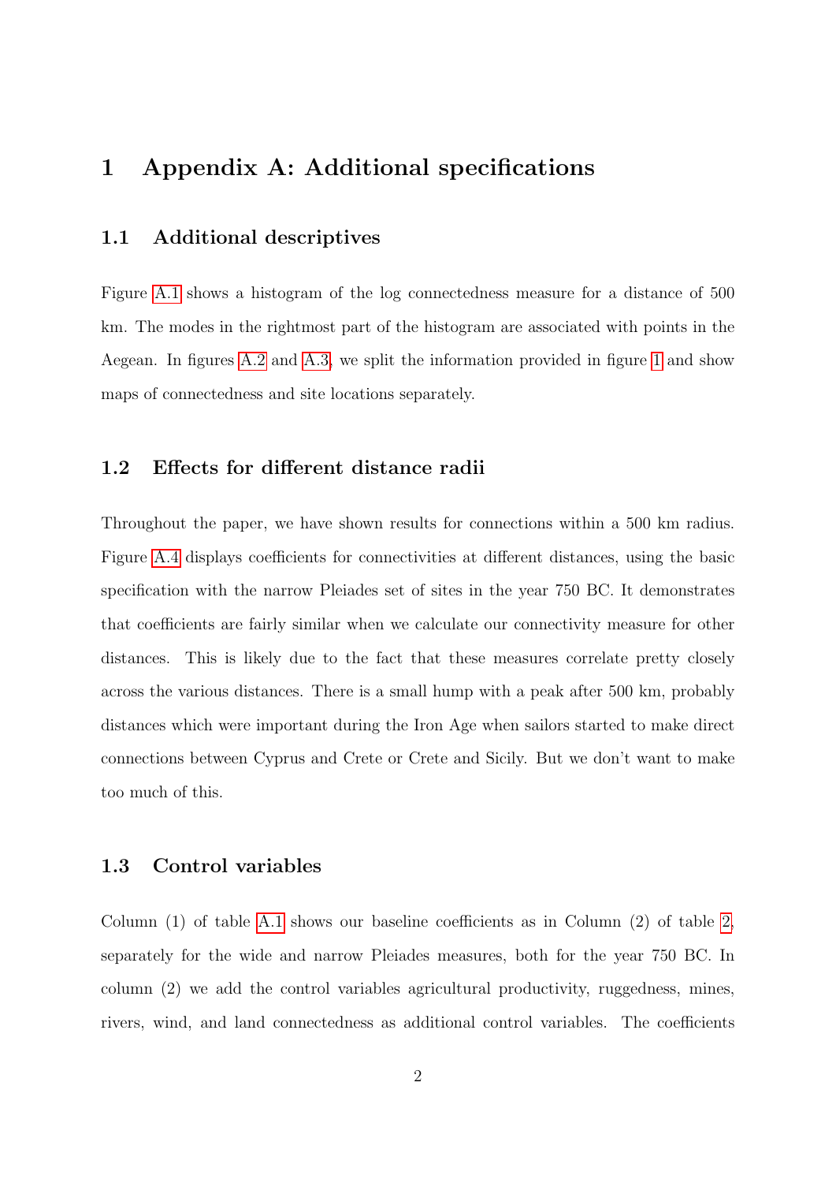# 1 Appendix A: Additional specifications

## 1.1 Additional descriptives

Figure A.1 shows a histogram of the log connectedness measure for a distance of 500 km. The modes in the rightmost part of the histogram are associated with points in the Aegean. In figures A.2 and A.3, we split the information provided in figure 1 and show maps of connectedness and site locations separately.

## 1.2 Effects for different distance radii

Throughout the paper, we have shown results for connections within a 500 km radius. Figure A.4 displays coefficients for connectivities at different distances, using the basic specification with the narrow Pleiades set of sites in the year 750 BC. It demonstrates that coefficients are fairly similar when we calculate our connectivity measure for other distances. This is likely due to the fact that these measures correlate pretty closely across the various distances. There is a small hump with a peak after 500 km, probably distances which were important during the Iron Age when sailors started to make direct connections between Cyprus and Crete or Crete and Sicily. But we don't want to make too much of this.

## 1.3 Control variables

Column (1) of table A.1 shows our baseline coefficients as in Column (2) of table 2, separately for the wide and narrow Pleiades measures, both for the year 750 BC. In column (2) we add the control variables agricultural productivity, ruggedness, mines, rivers, wind, and land connectedness as additional control variables. The coefficients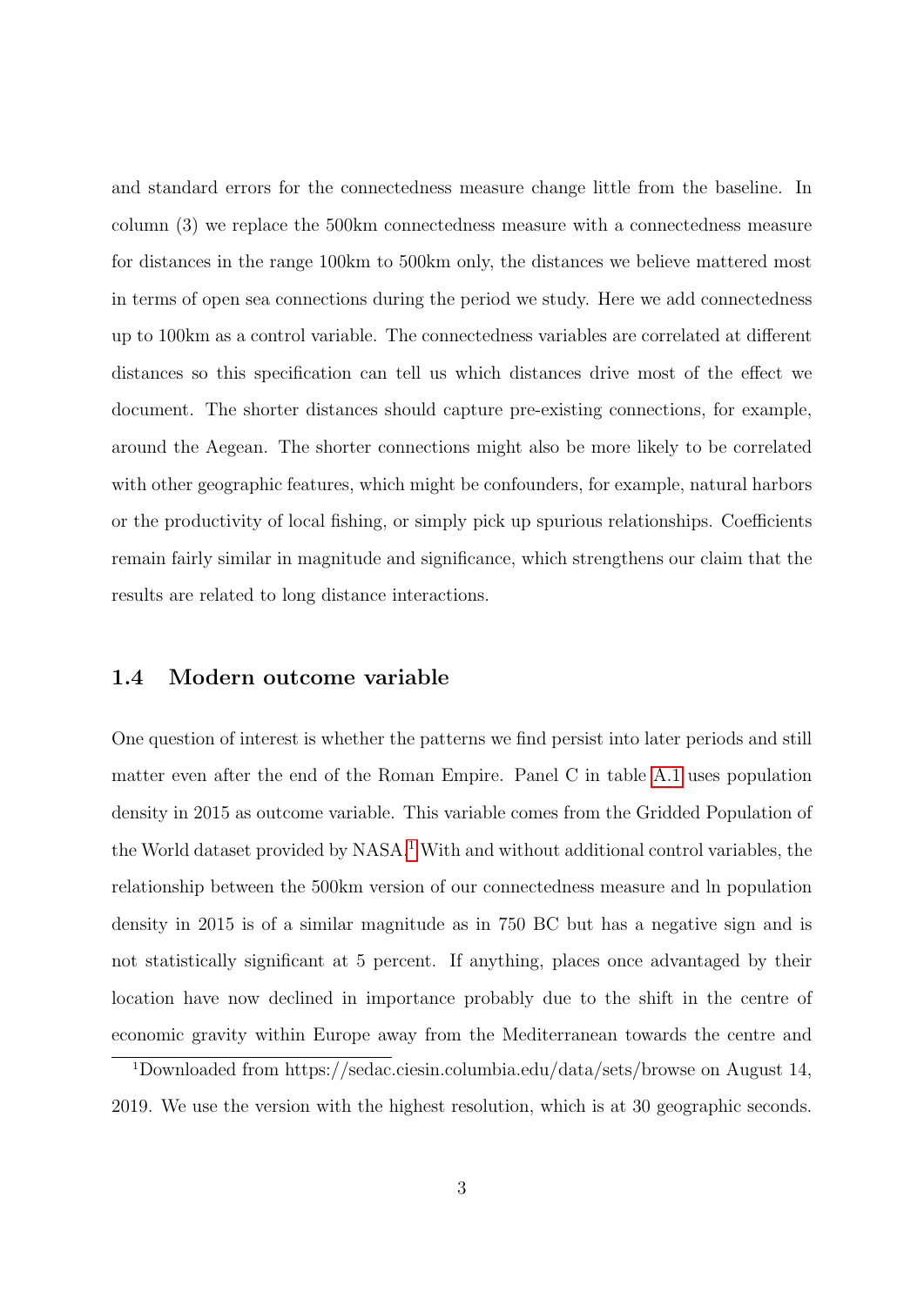and standard errors for the connectedness measure change little from the baseline. In column (3) we replace the 500km connectedness measure with a connectedness measure for distances in the range 100km to 500km only, the distances we believe mattered most in terms of open sea connections during the period we study. Here we add connectedness up to 100km as a control variable. The connectedness variables are correlated at different distances so this specification can tell us which distances drive most of the effect we document. The shorter distances should capture pre-existing connections, for example, around the Aegean. The shorter connections might also be more likely to be correlated with other geographic features, which might be confounders, for example, natural harbors or the productivity of local fishing, or simply pick up spurious relationships. Coefficients remain fairly similar in magnitude and significance, which strengthens our claim that the results are related to long distance interactions.

## 1.4 Modern outcome variable

One question of interest is whether the patterns we find persist into later periods and still matter even after the end of the Roman Empire. Panel C in table A.1 uses population density in 2015 as outcome variable. This variable comes from the Gridded Population of the World dataset provided by NASA.[1] With and without additional control variables, the relationship between the 500km version of our connectedness measure and ln population density in 2015 is of a similar magnitude as in 750 BC but has a negative sign and is not statistically significant at 5 percent. If anything, places once advantaged by their location have now declined in importance probably due to the shift in the centre of economic gravity within Europe away from the Mediterranean towards the centre and

[1] Downloaded from https://sedac.ciesin.columbia.edu/data/sets/browse on August 14, 2019. We use the version with the highest resolution, which is at 30 geographic seconds.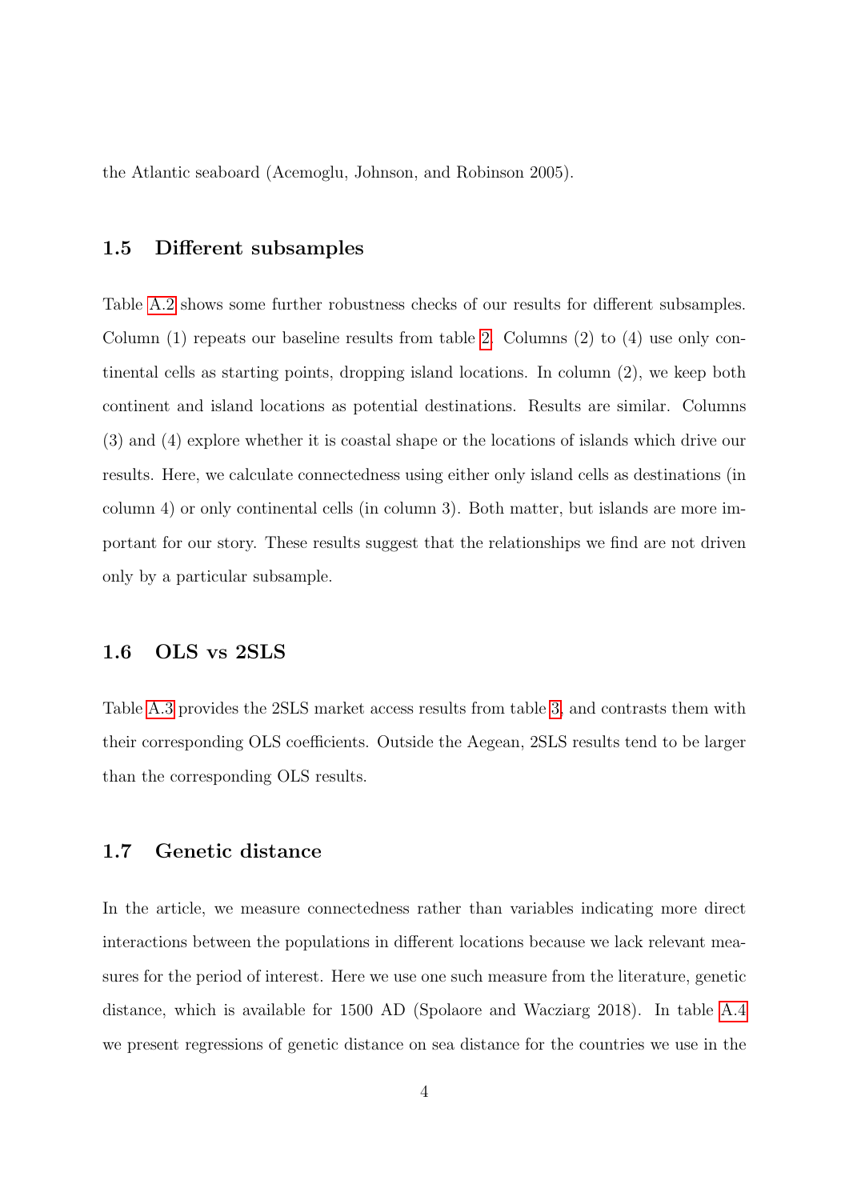the Atlantic seaboard (Acemoglu, Johnson, and Robinson 2005).

## 1.5 Different subsamples

Table A.2 shows some further robustness checks of our results for different subsamples. Column (1) repeats our baseline results from table 2. Columns (2) to (4) use only continental cells as starting points, dropping island locations. In column (2), we keep both continent and island locations as potential destinations. Results are similar. Columns (3) and (4) explore whether it is coastal shape or the locations of islands which drive our results. Here, we calculate connectedness using either only island cells as destinations (in column 4) or only continental cells (in column 3). Both matter, but islands are more important for our story. These results suggest that the relationships we find are not driven only by a particular subsample.

## 1.6 OLS vs 2SLS

Table A.3 provides the 2SLS market access results from table 3, and contrasts them with their corresponding OLS coefficients. Outside the Aegean, 2SLS results tend to be larger than the corresponding OLS results.

## 1.7 Genetic distance

In the article, we measure connectedness rather than variables indicating more direct interactions between the populations in different locations because we lack relevant measures for the period of interest. Here we use one such measure from the literature, genetic distance, which is available for 1500 AD (Spolaore and Wacziarg 2018). In table A.4 we present regressions of genetic distance on sea distance for the countries we use in the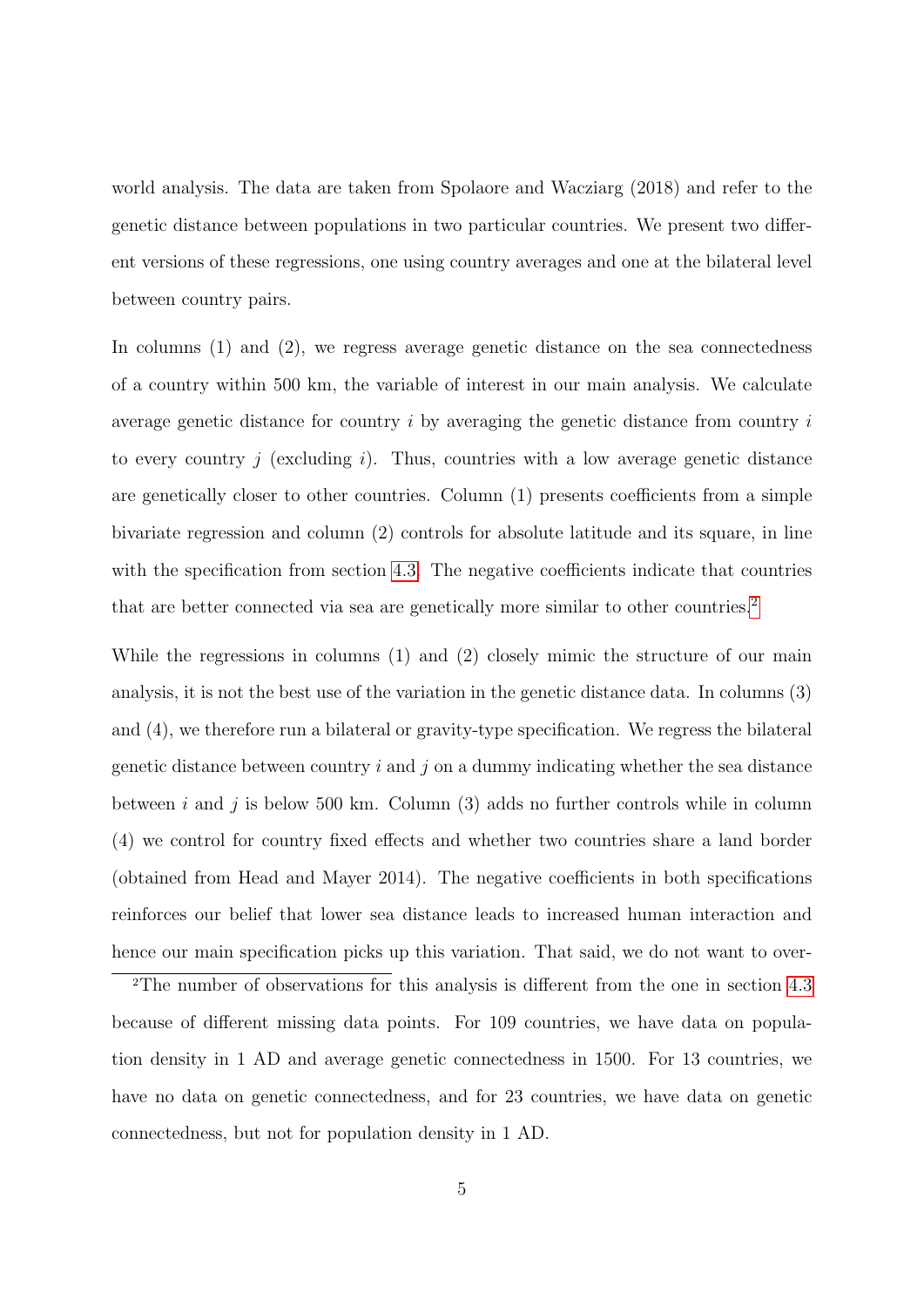world analysis. The data are taken from Spolaore and Wacziarg (2018) and refer to the genetic distance between populations in two particular countries. We present two different versions of these regressions, one using country averages and one at the bilateral level between country pairs.

In columns (1) and (2), we regress average genetic distance on the sea connectedness of a country within 500 km, the variable of interest in our main analysis. We calculate average genetic distance for country $i$ by averaging the genetic distance from country $i$ to every country $j$ (excluding $i$). Thus, countries with a low average genetic distance are genetically closer to other countries. Column (1) presents coefficients from a simple bivariate regression and column (2) controls for absolute latitude and its square, in line with the specification from section 4.3. The negative coefficients indicate that countries that are better connected via sea are genetically more similar to other countries.[2]

While the regressions in columns (1) and (2) closely mimic the structure of our main analysis, it is not the best use of the variation in the genetic distance data. In columns (3) and (4), we therefore run a bilateral or gravity-type specification. We regress the bilateral genetic distance between country $i$ and $j$ on a dummy indicating whether the sea distance between $i$ and $j$ is below 500 km. Column (3) adds no further controls while in column (4) we control for country fixed effects and whether two countries share a land border (obtained from Head and Mayer 2014). The negative coefficients in both specifications reinforces our belief that lower sea distance leads to increased human interaction and hence our main specification picks up this variation. That said, we do not want to over-

[2]The number of observations for this analysis is different from the one in section 4.3 because of different missing data points. For 109 countries, we have data on population density in 1 AD and average genetic connectedness in 1500. For 13 countries, we have no data on genetic connectedness, and for 23 countries, we have data on genetic connectedness, but not for population density in 1 AD.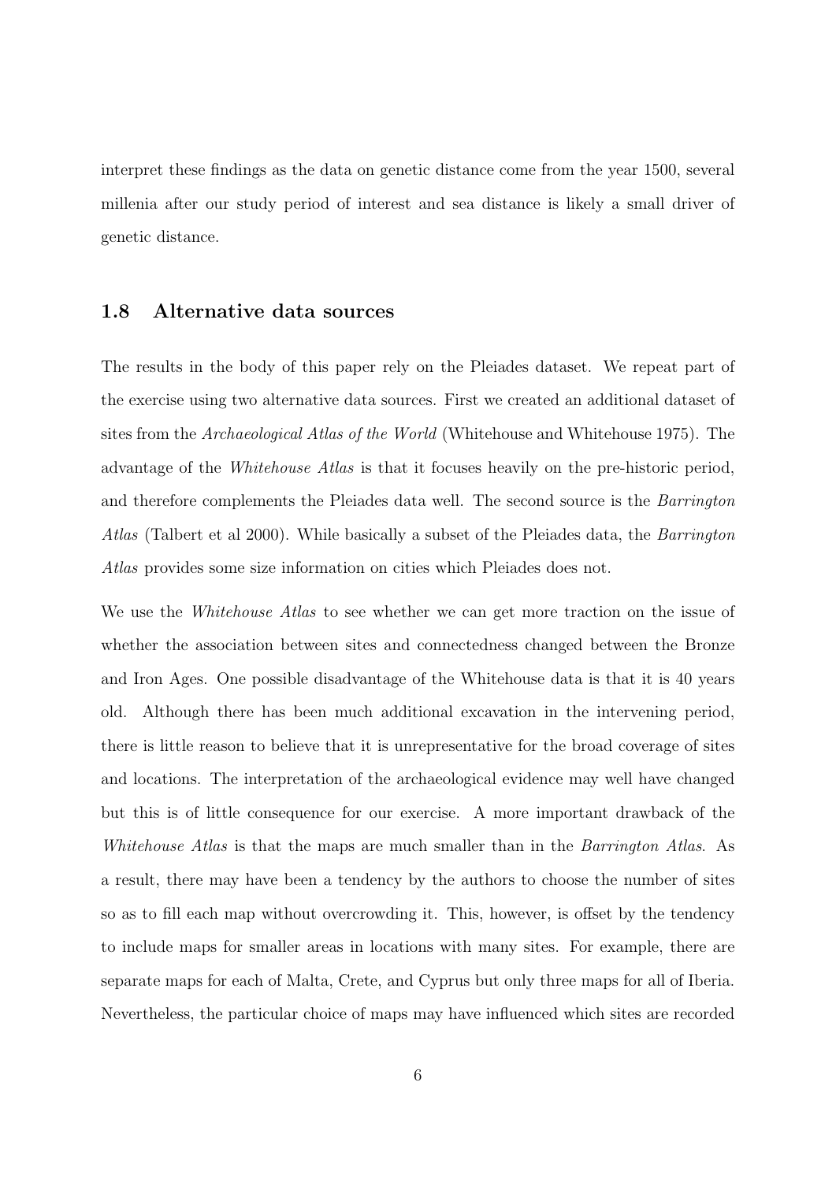interpret these findings as the data on genetic distance come from the year 1500, several millenia after our study period of interest and sea distance is likely a small driver of genetic distance.

### 1.8 Alternative data sources

The results in the body of this paper rely on the Pleiades dataset. We repeat part of the exercise using two alternative data sources. First we created an additional dataset of sites from the *Archaeological Atlas of the World* (Whitehouse and Whitehouse 1975). The advantage of the *Whitehouse Atlas* is that it focuses heavily on the pre-historic period, and therefore complements the Pleiades data well. The second source is the *Barrington Atlas* (Talbert et al 2000). While basically a subset of the Pleiades data, the *Barrington Atlas* provides some size information on cities which Pleiades does not.

We use the *Whitehouse Atlas* to see whether we can get more traction on the issue of whether the association between sites and connectedness changed between the Bronze and Iron Ages. One possible disadvantage of the Whitehouse data is that it is 40 years old. Although there has been much additional excavation in the intervening period, there is little reason to believe that it is unrepresentative for the broad coverage of sites and locations. The interpretation of the archaeological evidence may well have changed but this is of little consequence for our exercise. A more important drawback of the *Whitehouse Atlas* is that the maps are much smaller than in the *Barrington Atlas*. As a result, there may have been a tendency by the authors to choose the number of sites so as to fill each map without overcrowding it. This, however, is offset by the tendency to include maps for smaller areas in locations with many sites. For example, there are separate maps for each of Malta, Crete, and Cyprus but only three maps for all of Iberia. Nevertheless, the particular choice of maps may have influenced which sites are recorded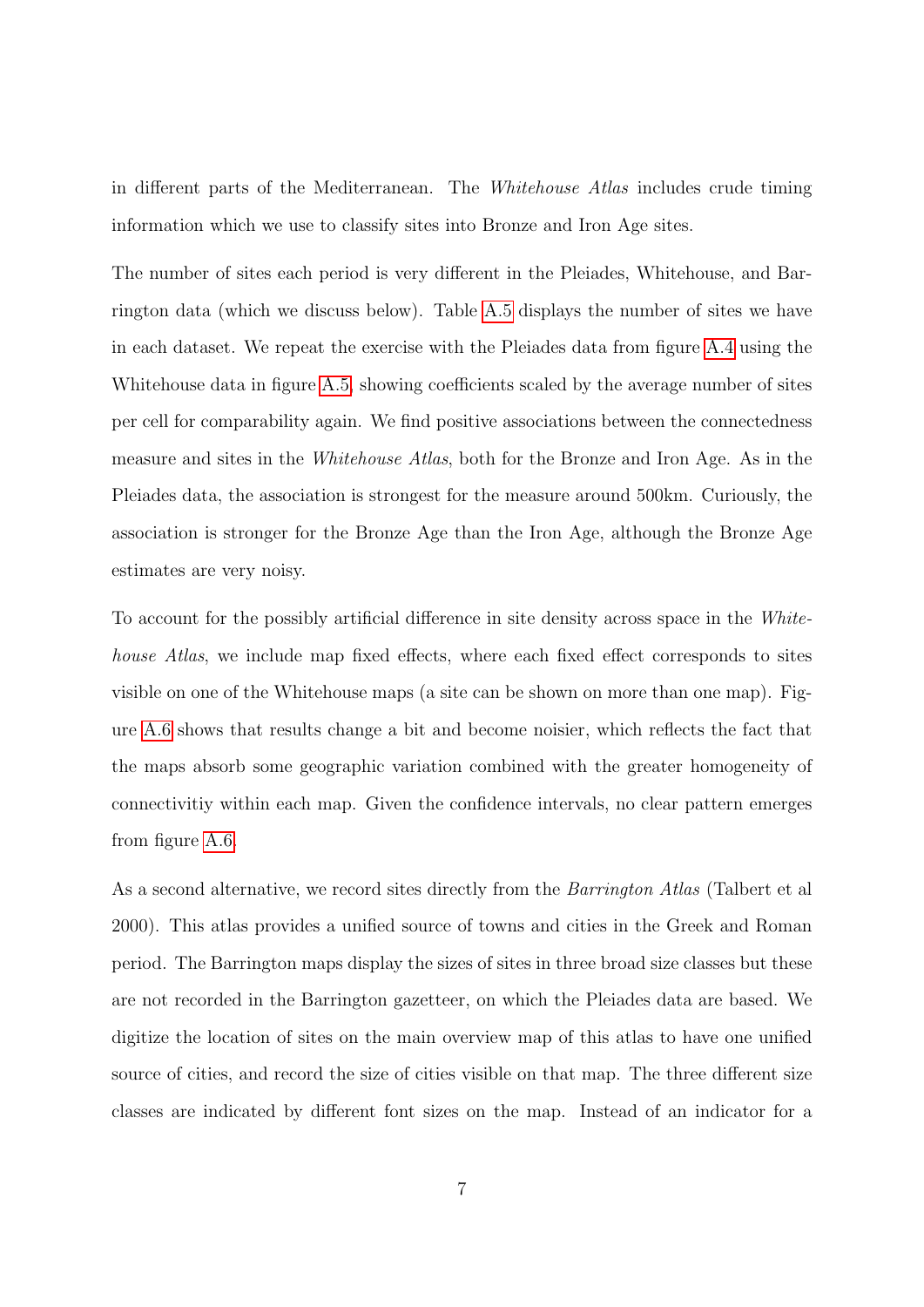in different parts of the Mediterranean. The *Whitehouse Atlas* includes crude timing information which we use to classify sites into Bronze and Iron Age sites.

The number of sites each period is very different in the Pleiades, Whitehouse, and Barrington data (which we discuss below). Table A.5 displays the number of sites we have in each dataset. We repeat the exercise with the Pleiades data from figure A.4 using the Whitehouse data in figure A.5, showing coefficients scaled by the average number of sites per cell for comparability again. We find positive associations between the connectedness measure and sites in the *Whitehouse Atlas*, both for the Bronze and Iron Age. As in the Pleiades data, the association is strongest for the measure around 500km. Curiously, the association is stronger for the Bronze Age than the Iron Age, although the Bronze Age estimates are very noisy.

To account for the possibly artificial difference in site density across space in the *Whitehouse Atlas*, we include map fixed effects, where each fixed effect corresponds to sites visible on one of the Whitehouse maps (a site can be shown on more than one map). Figure A.6 shows that results change a bit and become noisier, which reflects the fact that the maps absorb some geographic variation combined with the greater homogeneity of connectivitiy within each map. Given the confidence intervals, no clear pattern emerges from figure A.6.

As a second alternative, we record sites directly from the *Barrington Atlas* (Talbert et al 2000). This atlas provides a unified source of towns and cities in the Greek and Roman period. The Barrington maps display the sizes of sites in three broad size classes but these are not recorded in the Barrington gazetteer, on which the Pleiades data are based. We digitize the location of sites on the main overview map of this atlas to have one unified source of cities, and record the size of cities visible on that map. The three different size classes are indicated by different font sizes on the map. Instead of an indicator for a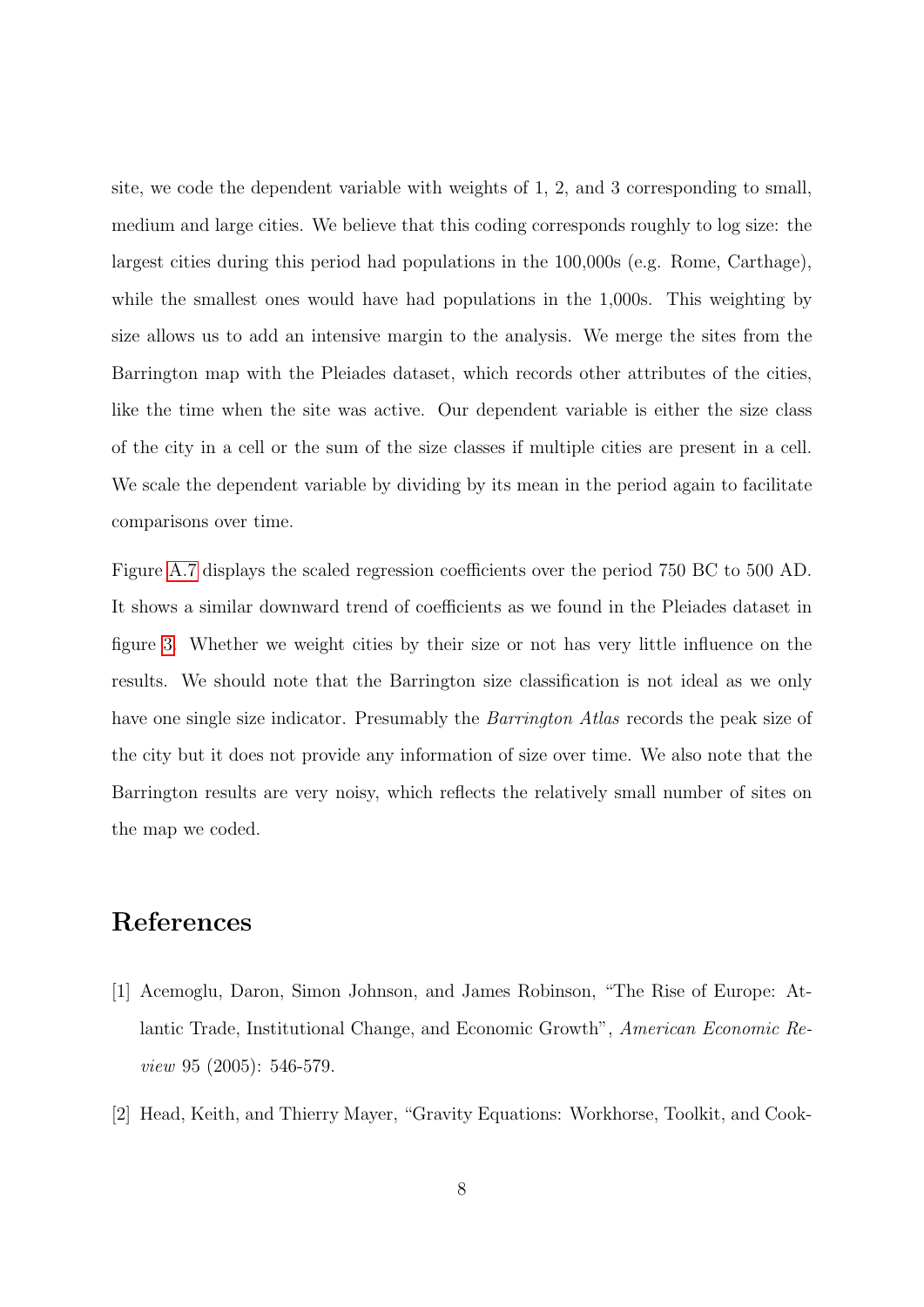site, we code the dependent variable with weights of 1, 2, and 3 corresponding to small, medium and large cities. We believe that this coding corresponds roughly to log size: the largest cities during this period had populations in the 100,000s (e.g. Rome, Carthage), while the smallest ones would have had populations in the 1,000s. This weighting by size allows us to add an intensive margin to the analysis. We merge the sites from the Barrington map with the Pleiades dataset, which records other attributes of the cities, like the time when the site was active. Our dependent variable is either the size class of the city in a cell or the sum of the size classes if multiple cities are present in a cell. We scale the dependent variable by dividing by its mean in the period again to facilitate comparisons over time.

Figure A.7 displays the scaled regression coefficients over the period 750 BC to 500 AD. It shows a similar downward trend of coefficients as we found in the Pleiades dataset in figure 3. Whether we weight cities by their size or not has very little influence on the results. We should note that the Barrington size classification is not ideal as we only have one single size indicator. Presumably the *Barrington Atlas* records the peak size of the city but it does not provide any information of size over time. We also note that the Barrington results are very noisy, which reflects the relatively small number of sites on the map we coded.

# References

[1] Acemoglu, Daron, Simon Johnson, and James Robinson, "The Rise of Europe: Atlantic Trade, Institutional Change, and Economic Growth", *American Economic Review* 95 (2005): 546-579.

[2] Head, Keith, and Thierry Mayer, "Gravity Equations: Workhorse, Toolkit, and Cook-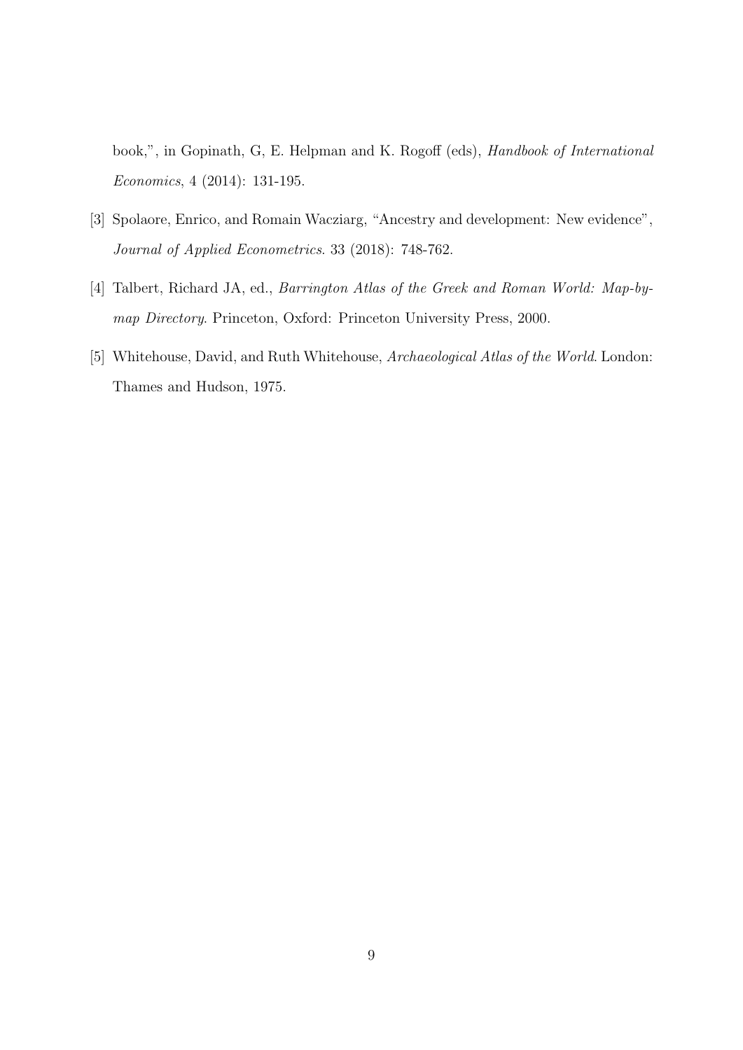book,", in Gopinath, G, E. Helpman and K. Rogoff (eds), *Handbook of International Economics*, 4 (2014): 131-195.

[3] Spolaore, Enrico, and Romain Wacziarg, "Ancestry and development: New evidence", *Journal of Applied Econometrics*. 33 (2018): 748-762.

[4] Talbert, Richard JA, ed., *Barrington Atlas of the Greek and Roman World: Map-by-map Directory*. Princeton, Oxford: Princeton University Press, 2000.

[5] Whitehouse, David, and Ruth Whitehouse, *Archaeological Atlas of the World*. London: Thames and Hudson, 1975.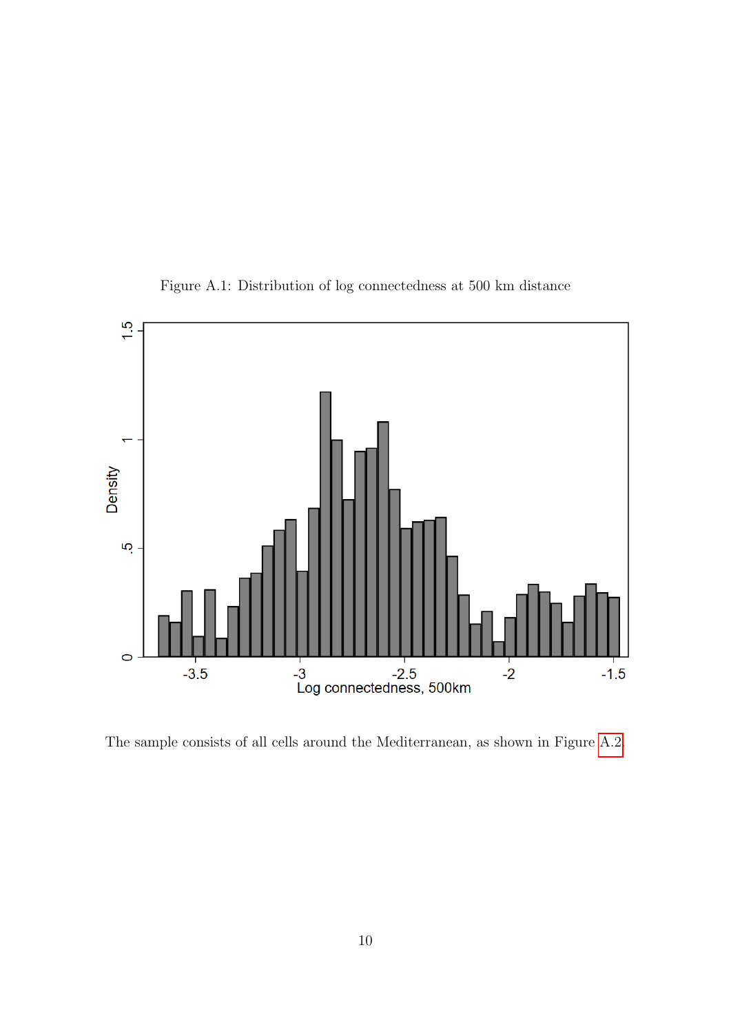Figure A.1: Distribution of log connectedness at 500 km distance

The sample consists of all cells around the Mediterranean, as shown in Figure A.2.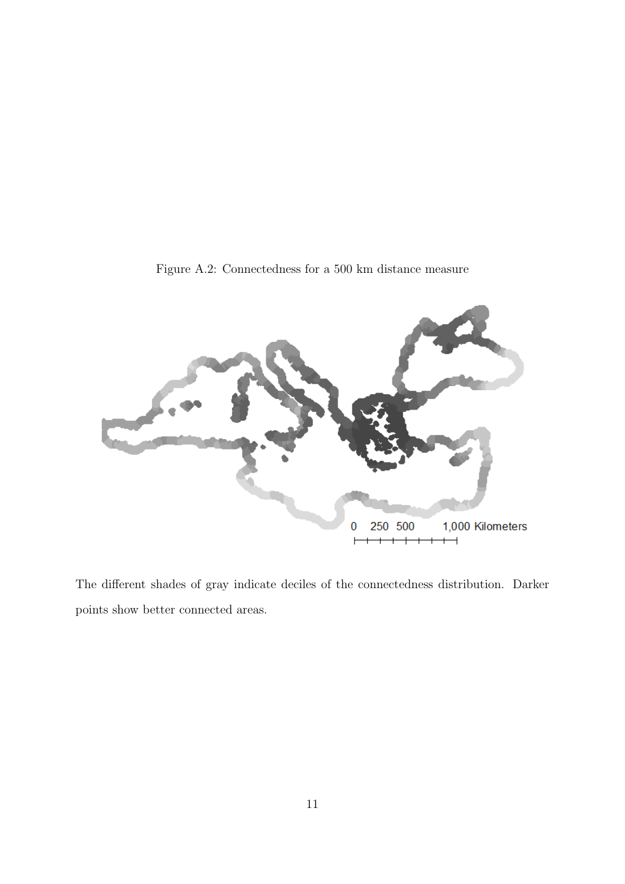Figure A.2: Connectedness for a 500 km distance measure

0 250 500 1,000 Kilometers

The different shades of gray indicate deciles of the connectedness distribution. Darker points show better connected areas.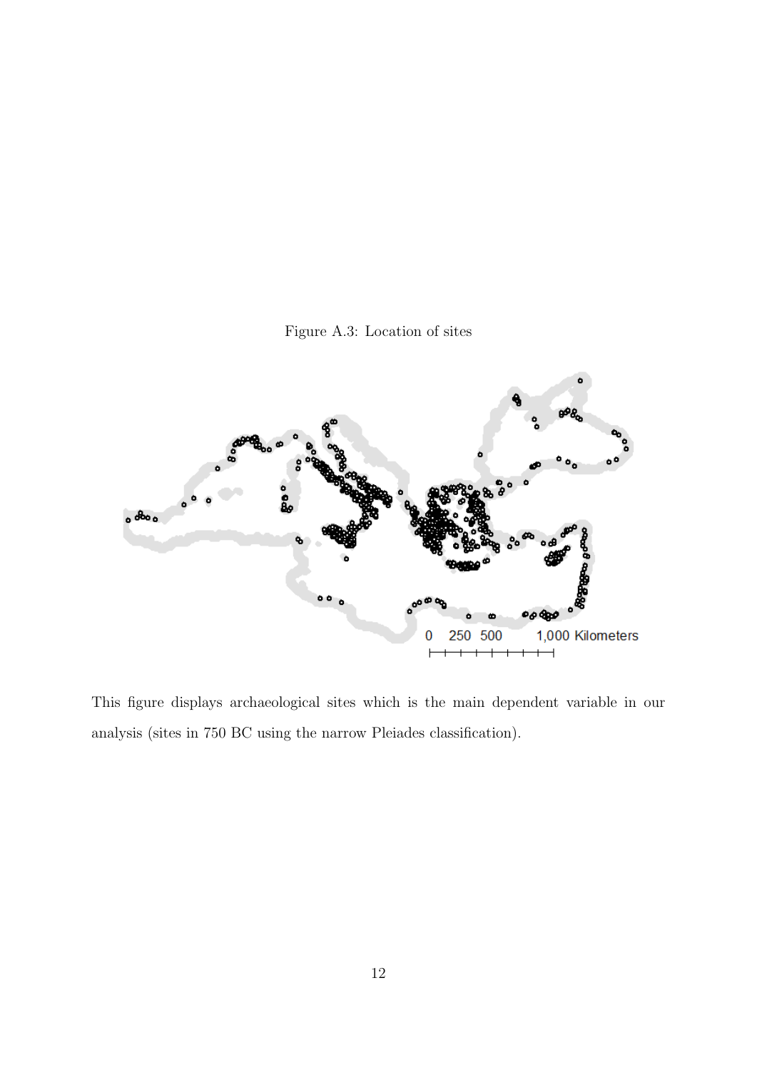Figure A.3: Location of sites

This figure displays archaeological sites which is the main dependent variable in our analysis (sites in 750 BC using the narrow Pleiades classification).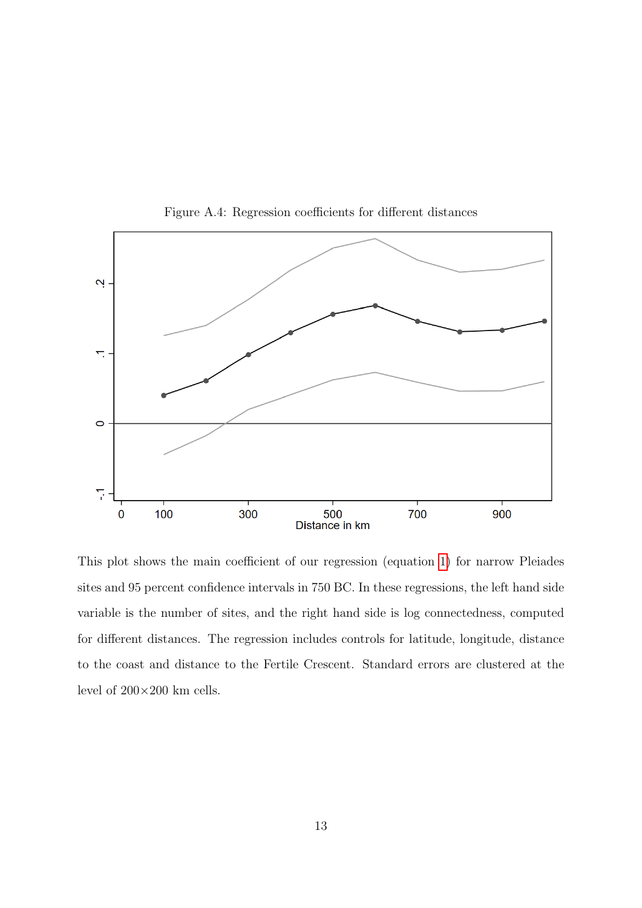Figure A.4: Regression coefficients for different distances

This plot shows the main coefficient of our regression (equation 1) for narrow Pleiades sites and 95 percent confidence intervals in 750 BC. In these regressions, the left hand side variable is the number of sites, and the right hand side is log connectedness, computed for different distances. The regression includes controls for latitude, longitude, distance to the coast and distance to the Fertile Crescent. Standard errors are clustered at the level of 200×200 km cells.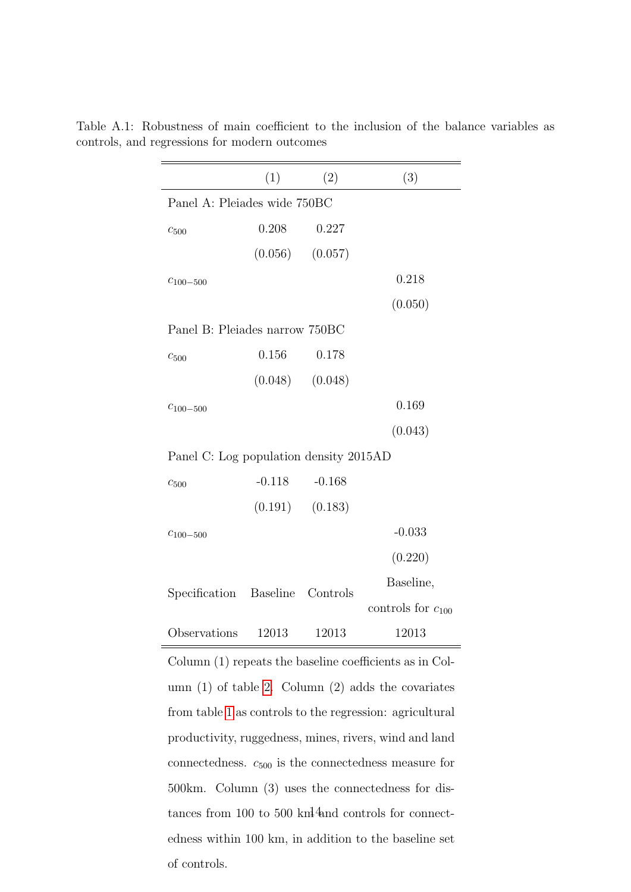Table A.1: Robustness of main coefficient to the inclusion of the balance variables as controls, and regressions for modern outcomes

| | (1) | (2) | (3) |
|---|---|---|---|
| Panel A: Pleiades wide 750BC | | | |
| $c_{500}$ | 0.208 | 0.227 | |
| | (0.056) | (0.057) | |
| $c_{100-500}$ | | | 0.218 |
| | | | (0.050) |
| Panel B: Pleiades narrow 750BC | | | |
| $c_{500}$ | 0.156 | 0.178 | |
| | (0.048) | (0.048) | |
| $c_{100-500}$ | | | 0.169 |
| | | | (0.043) |
| Panel C: Log population density 2015AD | | | |
| $c_{500}$ | -0.118 | -0.168 | |
| | (0.191) | (0.183) | |
| $c_{100-500}$ | | | -0.033 |
| | | | (0.220) |
| Specification | Baseline | Controls | Baseline, controls for $c_{100}$ |
| Observations | 12013 | 12013 | 12013 |

Column (1) repeats the baseline coefficients as in Column (1) of table 2. Column (2) adds the covariates from table 1 as controls to the regression: agricultural productivity, ruggedness, mines, rivers, wind and land connectedness. $c_{500}$ is the connectedness measure for 500km. Column (3) uses the connectedness for distances from 100 to 500 km and controls for connectedness within 100 km, in addition to the baseline set of controls.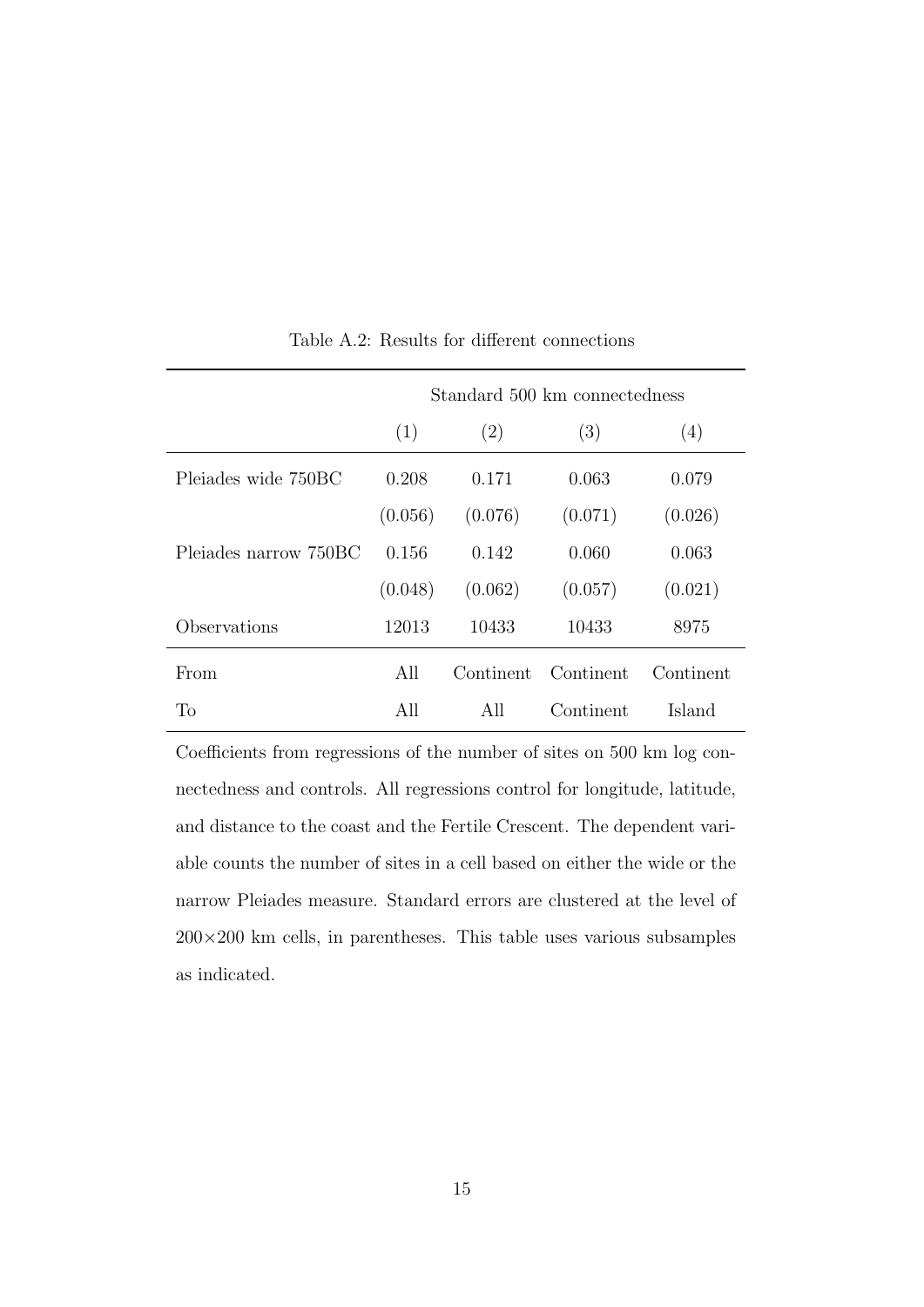Table A.2: Results for different connections

| | Standard 500 km connectedness | | | |
|---|---|---|---|---|
| | (1) | (2) | (3) | (4) |
| Pleiades wide 750BC | 0.208 | 0.171 | 0.063 | 0.079 |
| | (0.056) | (0.076) | (0.071) | (0.026) |
| Pleiades narrow 750BC | 0.156 | 0.142 | 0.060 | 0.063 |
| | (0.048) | (0.062) | (0.057) | (0.021) |
| Observations | 12013 | 10433 | 10433 | 8975 |
| From | All | Continent | Continent | Continent |
| To | All | All | Continent | Island |

Coefficients from regressions of the number of sites on 500 km log connectedness and controls. All regressions control for longitude, latitude, and distance to the coast and the Fertile Crescent. The dependent variable counts the number of sites in a cell based on either the wide or the narrow Pleiades measure. Standard errors are clustered at the level of $200 \times 200$ km cells, in parentheses. This table uses various subsamples as indicated.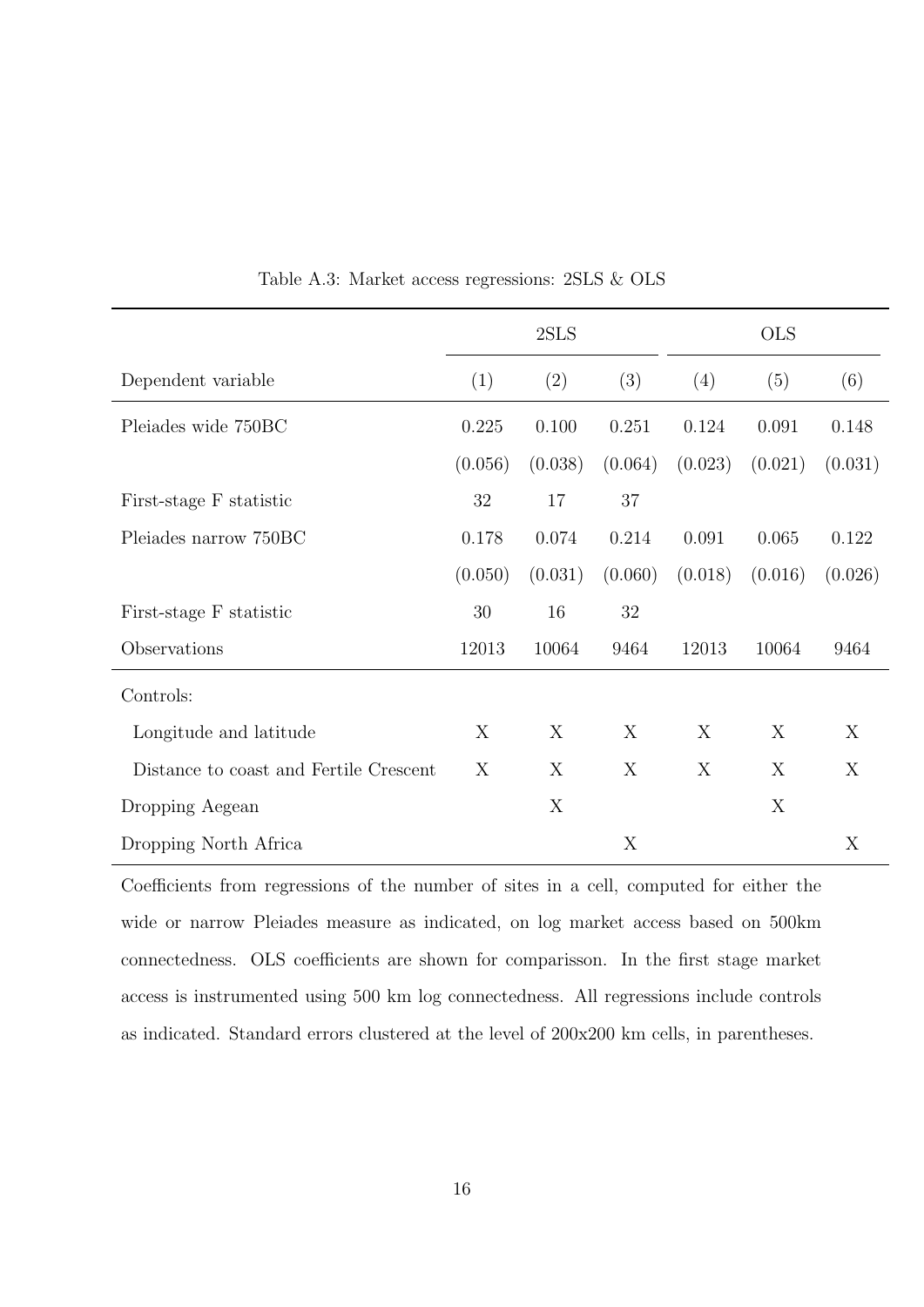Table A.3: Market access regressions: 2SLS & OLS

| | 2SLS | | | OLS | | |
|---|---|---|---|---|---|---|
| Dependent variable | (1) | (2) | (3) | (4) | (5) | (6) |
| Pleiades wide 750BC | 0.225 | 0.100 | 0.251 | 0.124 | 0.091 | 0.148 |
| | (0.056) | (0.038) | (0.064) | (0.023) | (0.021) | (0.031) |
| First-stage F statistic | 32 | 17 | 37 | | | |
| Pleiades narrow 750BC | 0.178 | 0.074 | 0.214 | 0.091 | 0.065 | 0.122 |
| | (0.050) | (0.031) | (0.060) | (0.018) | (0.016) | (0.026) |
| First-stage F statistic | 30 | 16 | 32 | | | |
| Observations | 12013 | 10064 | 9464 | 12013 | 10064 | 9464 |
| Controls: | | | | | | |
| Longitude and latitude | X | X | X | X | X | X |
| Distance to coast and Fertile Crescent | X | X | X | X | X | X |
| Dropping Aegean | | X | | | X | |
| Dropping North Africa | | | X | | | X |

Coefficients from regressions of the number of sites in a cell, computed for either the wide or narrow Pleiades measure as indicated, on log market access based on 500km connectedness. OLS coefficients are shown for comparisson. In the first stage market access is instrumented using 500 km log connectedness. All regressions include controls as indicated. Standard errors clustered at the level of 200x200 km cells, in parentheses.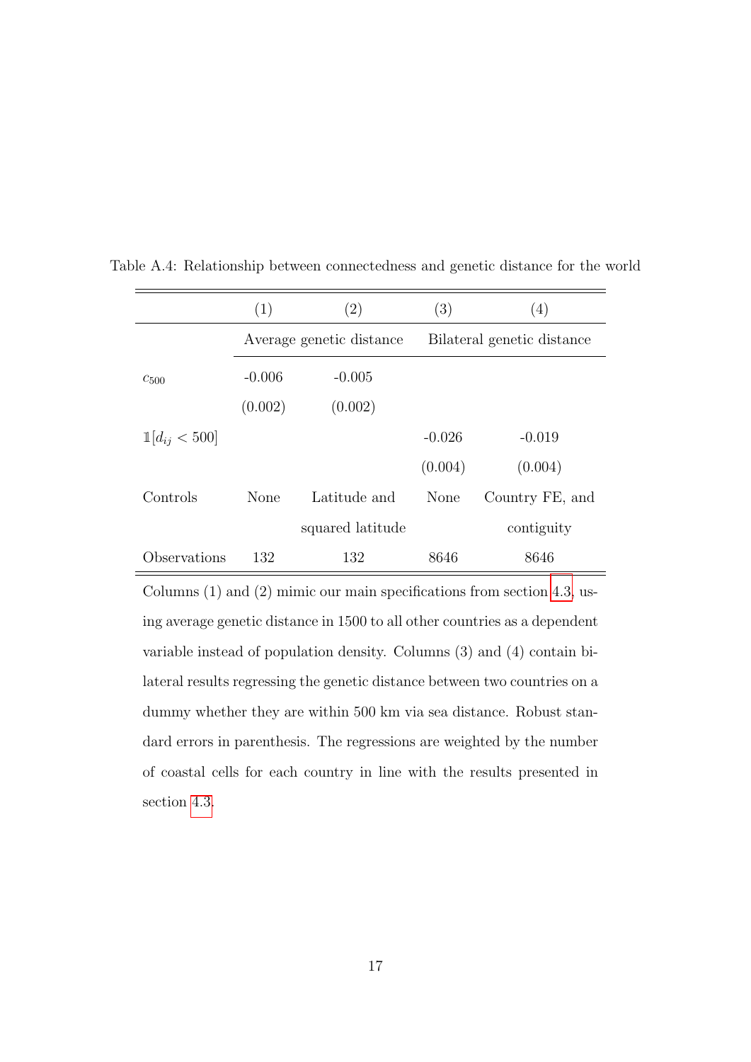Table A.4: Relationship between connectedness and genetic distance for the world

| | (1) | (2) | (3) | (4) |
|---|---|---|---|---|
| | Average genetic distance | | Bilateral genetic distance | |
| $c_{500}$ | -0.006 | -0.005 | | |
| | (0.002) | (0.002) | | |
| $\mathbb{1}[d_{ij} < 500]$ | | | -0.026 | -0.019 |
| | | | (0.004) | (0.004) |
| Controls | None | Latitude and squared latitude | None | Country FE, and contiguity |
| Observations | 132 | 132 | 8646 | 8646 |

Columns (1) and (2) mimic our main specifications from section 4.3, using average genetic distance in 1500 to all other countries as a dependent variable instead of population density. Columns (3) and (4) contain bilateral results regressing the genetic distance between two countries on a dummy whether they are within 500 km via sea distance. Robust standard errors in parenthesis. The regressions are weighted by the number of coastal cells for each country in line with the results presented in section 4.3.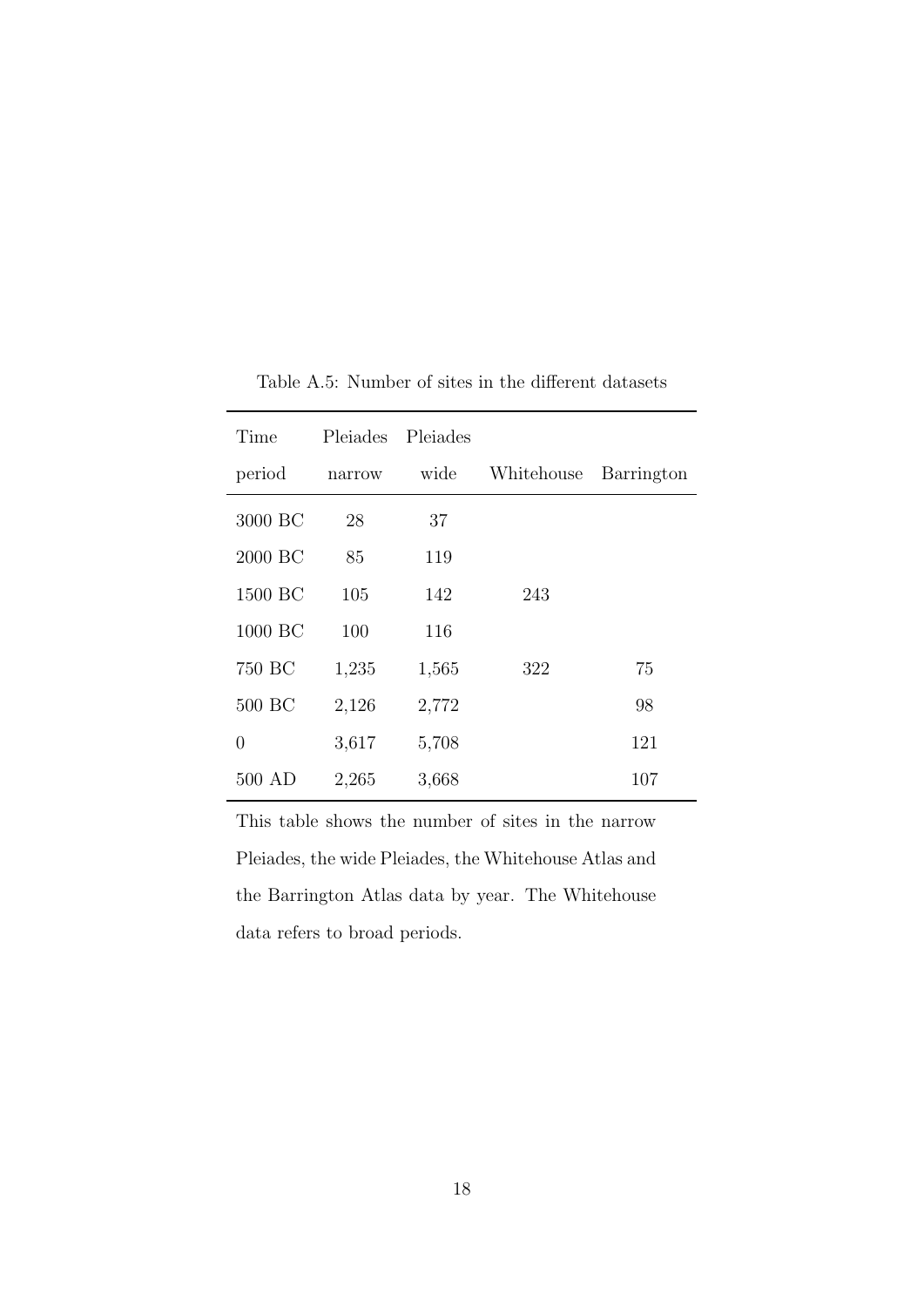Table A.5: Number of sites in the different datasets

| Time period | Pleiades narrow | Pleiades wide | Whitehouse | Barrington |
|---|---|---|---|---|
| 3000 BC | 28 | 37 | | |
| 2000 BC | 85 | 119 | | |
| 1500 BC | 105 | 142 | 243 | |
| 1000 BC | 100 | 116 | | |
| 750 BC | 1,235 | 1,565 | 322 | 75 |
| 500 BC | 2,126 | 2,772 | | 98 |
| 0 | 3,617 | 5,708 | | 121 |
| 500 AD | 2,265 | 3,668 | | 107 |

This table shows the number of sites in the narrow Pleiades, the wide Pleiades, the Whitehouse Atlas and the Barrington Atlas data by year. The Whitehouse data refers to broad periods.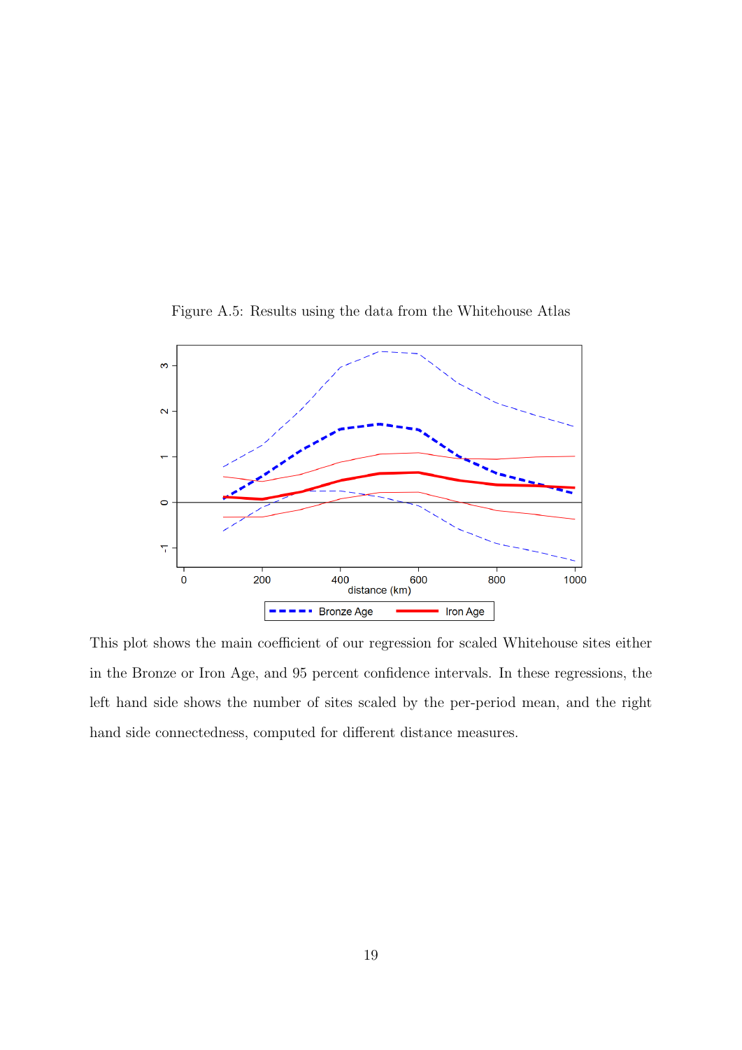Figure A.5: Results using the data from the Whitehouse Atlas

This plot shows the main coefficient of our regression for scaled Whitehouse sites either in the Bronze or Iron Age, and 95 percent confidence intervals. In these regressions, the left hand side shows the number of sites scaled by the per-period mean, and the right hand side connectedness, computed for different distance measures.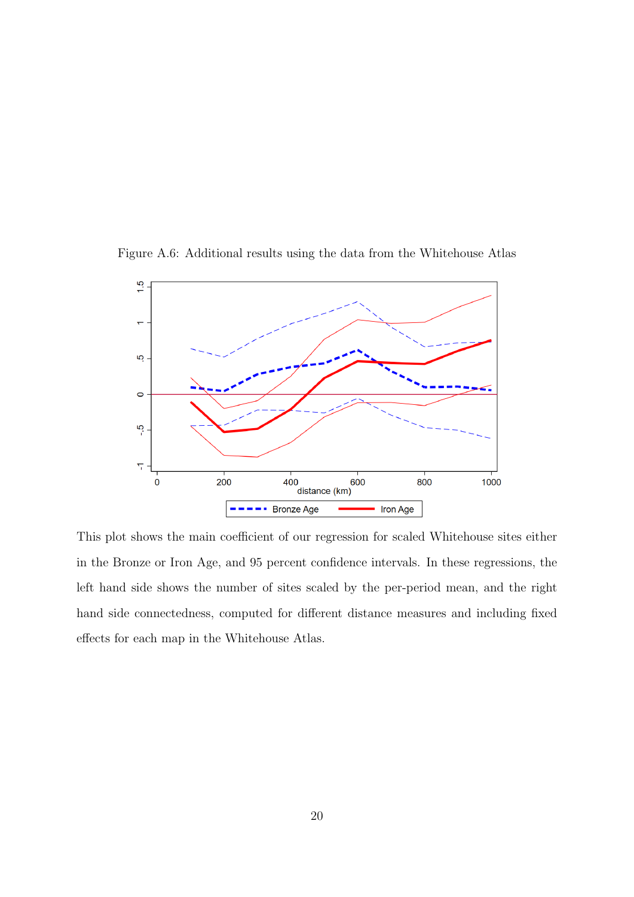Figure A.6: Additional results using the data from the Whitehouse Atlas

This plot shows the main coefficient of our regression for scaled Whitehouse sites either in the Bronze or Iron Age, and 95 percent confidence intervals. In these regressions, the left hand side shows the number of sites scaled by the per-period mean, and the right hand side connectedness, computed for different distance measures and including fixed effects for each map in the Whitehouse Atlas.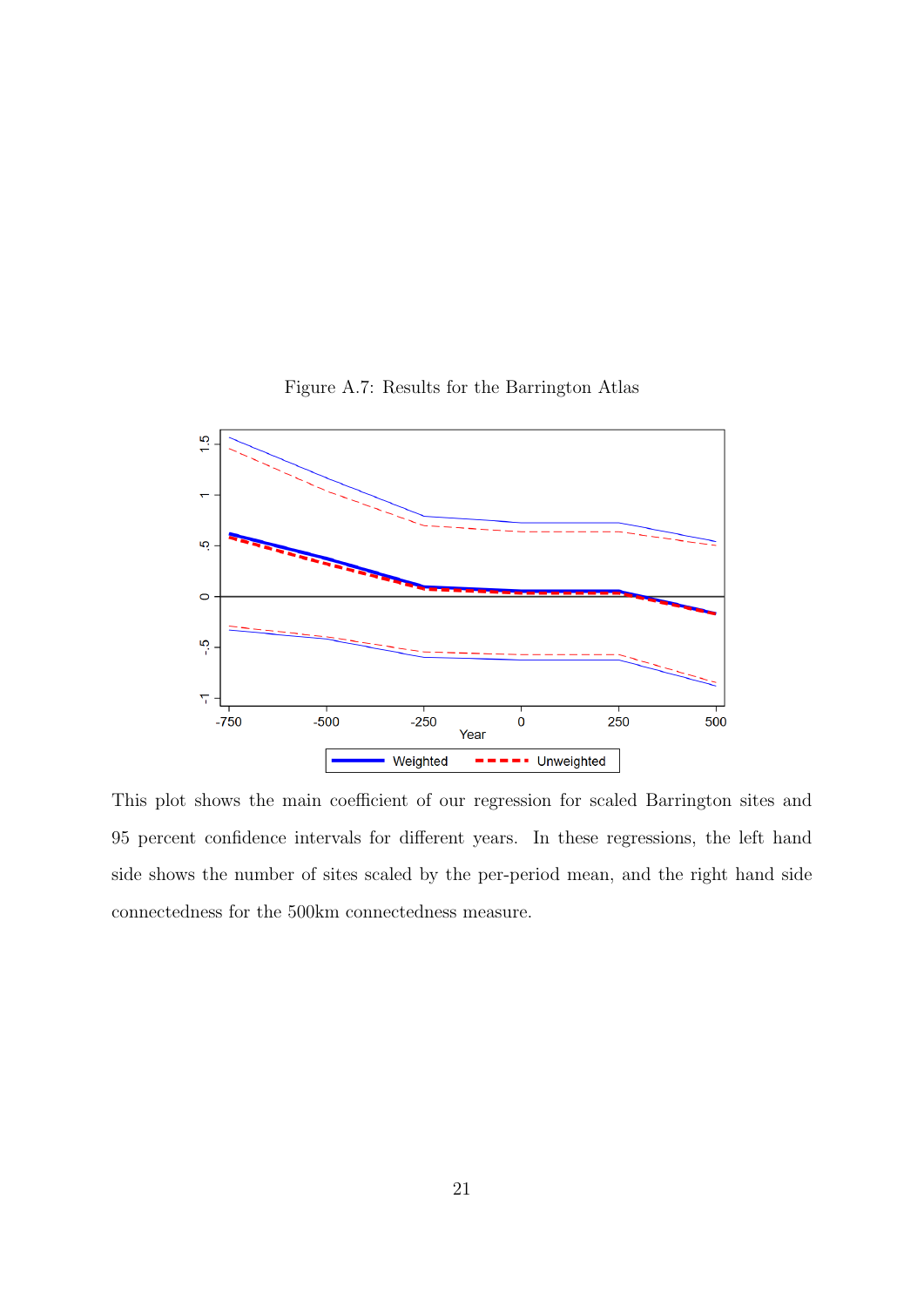Figure A.7: Results for the Barrington Atlas

This plot shows the main coefficient of our regression for scaled Barrington sites and 95 percent confidence intervals for different years. In these regressions, the left hand side shows the number of sites scaled by the per-period mean, and the right hand side connectedness for the 500km connectedness measure.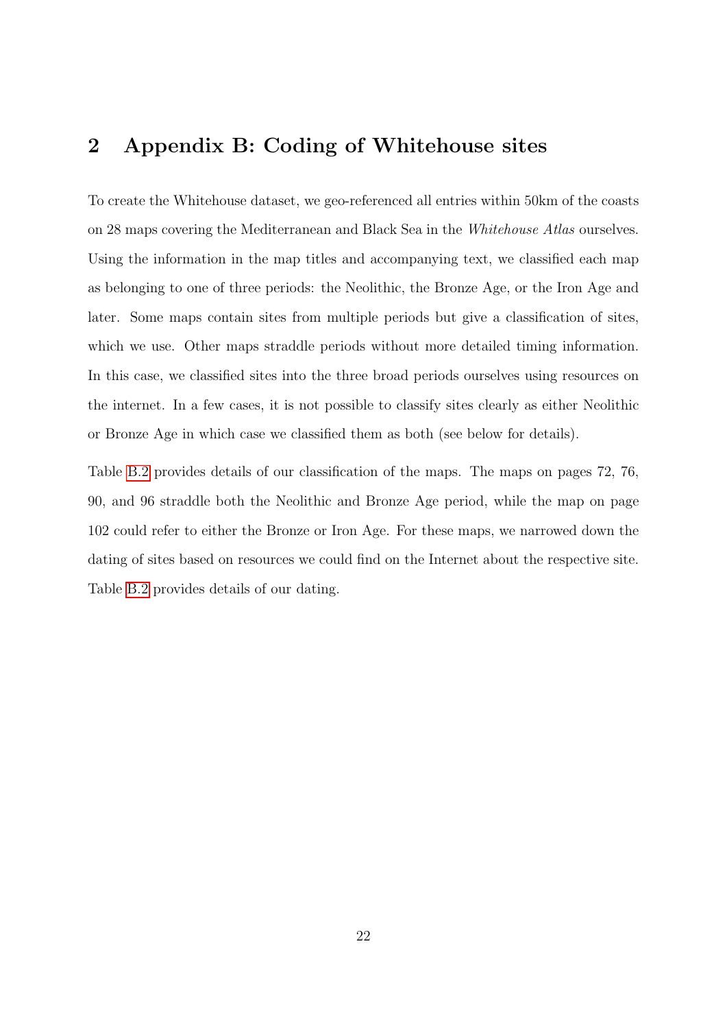## 2 Appendix B: Coding of Whitehouse sites

To create the Whitehouse dataset, we geo-referenced all entries within 50km of the coasts on 28 maps covering the Mediterranean and Black Sea in the *Whitehouse Atlas* ourselves. Using the information in the map titles and accompanying text, we classified each map as belonging to one of three periods: the Neolithic, the Bronze Age, or the Iron Age and later. Some maps contain sites from multiple periods but give a classification of sites, which we use. Other maps straddle periods without more detailed timing information. In this case, we classified sites into the three broad periods ourselves using resources on the internet. In a few cases, it is not possible to classify sites clearly as either Neolithic or Bronze Age in which case we classified them as both (see below for details).

Table B.2 provides details of our classification of the maps. The maps on pages 72, 76, 90, and 96 straddle both the Neolithic and Bronze Age period, while the map on page 102 could refer to either the Bronze or Iron Age. For these maps, we narrowed down the dating of sites based on resources we could find on the Internet about the respective site. Table B.2 provides details of our dating.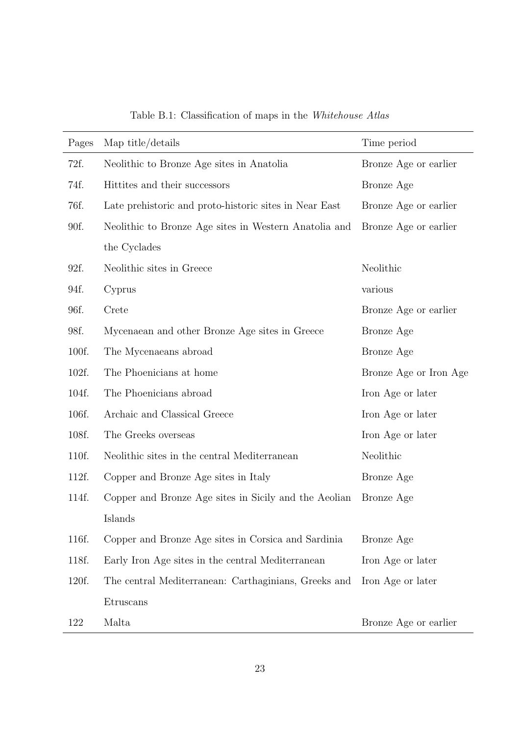Table B.1: Classification of maps in the *Whitehouse Atlas*

| Pages | Map title/details | Time period |
|---|---|---|
| 72f. | Neolithic to Bronze Age sites in Anatolia | Bronze Age or earlier |
| 74f. | Hittites and their successors | Bronze Age |
| 76f. | Late prehistoric and proto-historic sites in Near East | Bronze Age or earlier |
| 90f. | Neolithic to Bronze Age sites in Western Anatolia and the Cyclades | Bronze Age or earlier |
| 92f. | Neolithic sites in Greece | Neolithic |
| 94f. | Cyprus | various |
| 96f. | Crete | Bronze Age or earlier |
| 98f. | Mycenaean and other Bronze Age sites in Greece | Bronze Age |
| 100f. | The Mycenaeans abroad | Bronze Age |
| 102f. | The Phoenicians at home | Bronze Age or Iron Age |
| 104f. | The Phoenicians abroad | Iron Age or later |
| 106f. | Archaic and Classical Greece | Iron Age or later |
| 108f. | The Greeks overseas | Iron Age or later |
| 110f. | Neolithic sites in the central Mediterranean | Neolithic |
| 112f. | Copper and Bronze Age sites in Italy | Bronze Age |
| 114f. | Copper and Bronze Age sites in Sicily and the Aeolian Islands | Bronze Age |
| 116f. | Copper and Bronze Age sites in Corsica and Sardinia | Bronze Age |
| 118f. | Early Iron Age sites in the central Mediterranean | Iron Age or later |
| 120f. | The central Mediterranean: Carthaginians, Greeks and Etruscans | Iron Age or later |
| 122 | Malta | Bronze Age or earlier |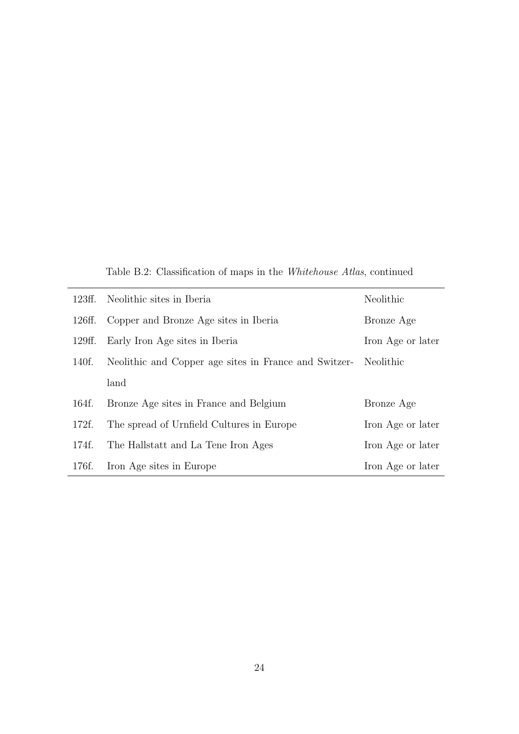Table B.2: Classification of maps in the *Whitehouse Atlas*, continued

| | | |
|---|---|---|
| 123ff. | Neolithic sites in Iberia | Neolithic |
| 126ff. | Copper and Bronze Age sites in Iberia | Bronze Age |
| 129ff. | Early Iron Age sites in Iberia | Iron Age or later |
| 140f. | Neolithic and Copper age sites in France and Switzerland | Neolithic |
| 164f. | Bronze Age sites in France and Belgium | Bronze Age |
| 172f. | The spread of Urnfield Cultures in Europe | Iron Age or later |
| 174f. | The Hallstatt and La Tene Iron Ages | Iron Age or later |
| 176f. | Iron Age sites in Europe | Iron Age or later |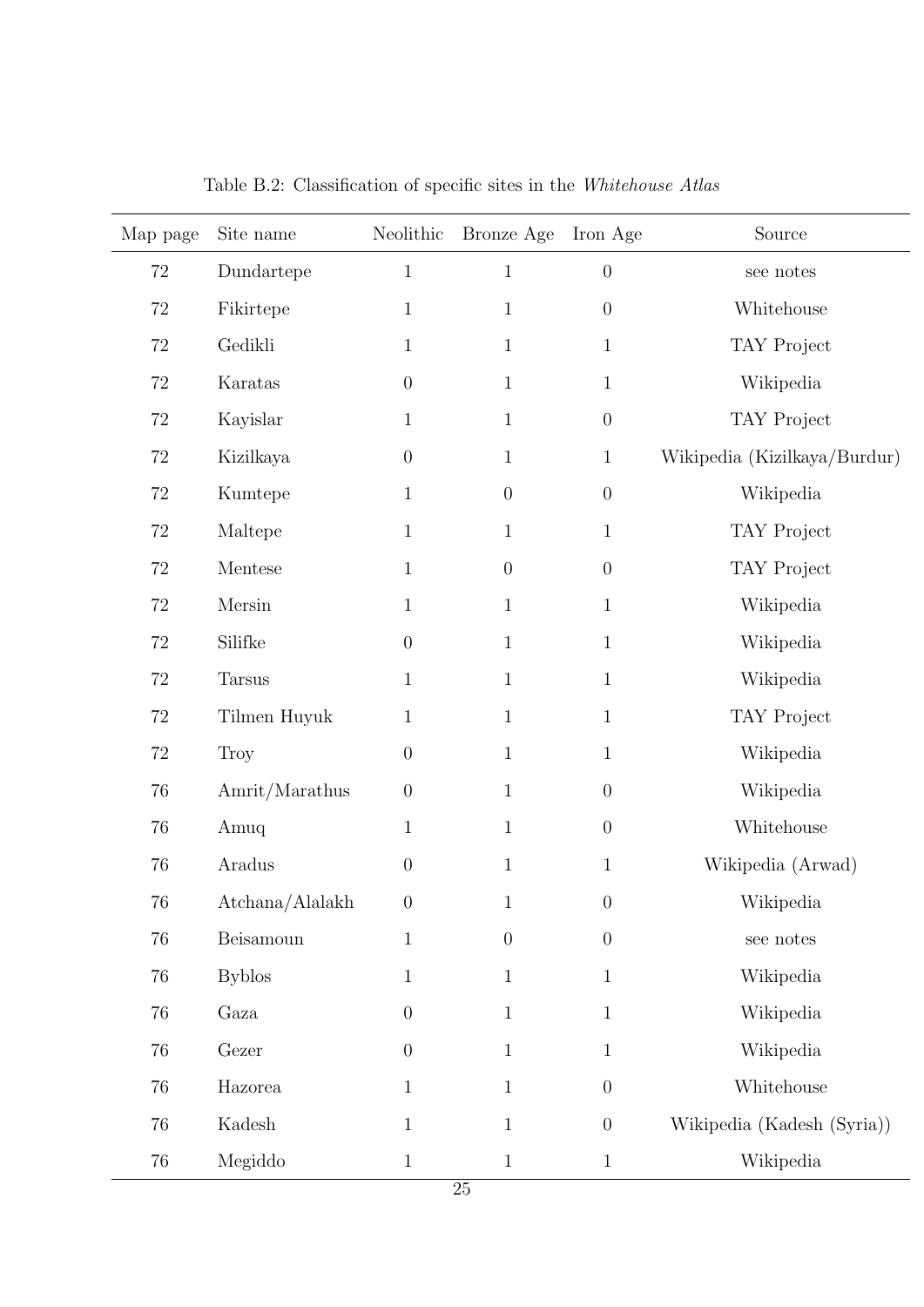Table B.2: Classification of specific sites in the *Whitehouse Atlas*

| Map page | Site name | Neolithic | Bronze Age | Iron Age | Source |
|---|---|---|---|---|---|
| 72 | Dundartepe | 1 | 1 | 0 | see notes |
| 72 | Fikirtepe | 1 | 1 | 0 | Whitehouse |
| 72 | Gedikli | 1 | 1 | 1 | TAY Project |
| 72 | Karatas | 0 | 1 | 1 | Wikipedia |
| 72 | Kayislar | 1 | 1 | 0 | TAY Project |
| 72 | Kizilkaya | 0 | 1 | 1 | Wikipedia (Kizilkaya/Burdur) |
| 72 | Kumtepe | 1 | 0 | 0 | Wikipedia |
| 72 | Maltepe | 1 | 1 | 1 | TAY Project |
| 72 | Mentese | 1 | 0 | 0 | TAY Project |
| 72 | Mersin | 1 | 1 | 1 | Wikipedia |
| 72 | Silifke | 0 | 1 | 1 | Wikipedia |
| 72 | Tarsus | 1 | 1 | 1 | Wikipedia |
| 72 | Tilmen Huyuk | 1 | 1 | 1 | TAY Project |
| 72 | Troy | 0 | 1 | 1 | Wikipedia |
| 76 | Amrit/Marathus | 0 | 1 | 0 | Wikipedia |
| 76 | Amuq | 1 | 1 | 0 | Whitehouse |
| 76 | Aradus | 0 | 1 | 1 | Wikipedia (Arwad) |
| 76 | Atchana/Alalakh | 0 | 1 | 0 | Wikipedia |
| 76 | Beisamoun | 1 | 0 | 0 | see notes |
| 76 | Byblos | 1 | 1 | 1 | Wikipedia |
| 76 | Gaza | 0 | 1 | 1 | Wikipedia |
| 76 | Gezer | 0 | 1 | 1 | Wikipedia |
| 76 | Hazorea | 1 | 1 | 0 | Whitehouse |
| 76 | Kadesh | 1 | 1 | 0 | Wikipedia (Kadesh (Syria)) |
| 76 | Megiddo | 1 | 1 | 1 | Wikipedia |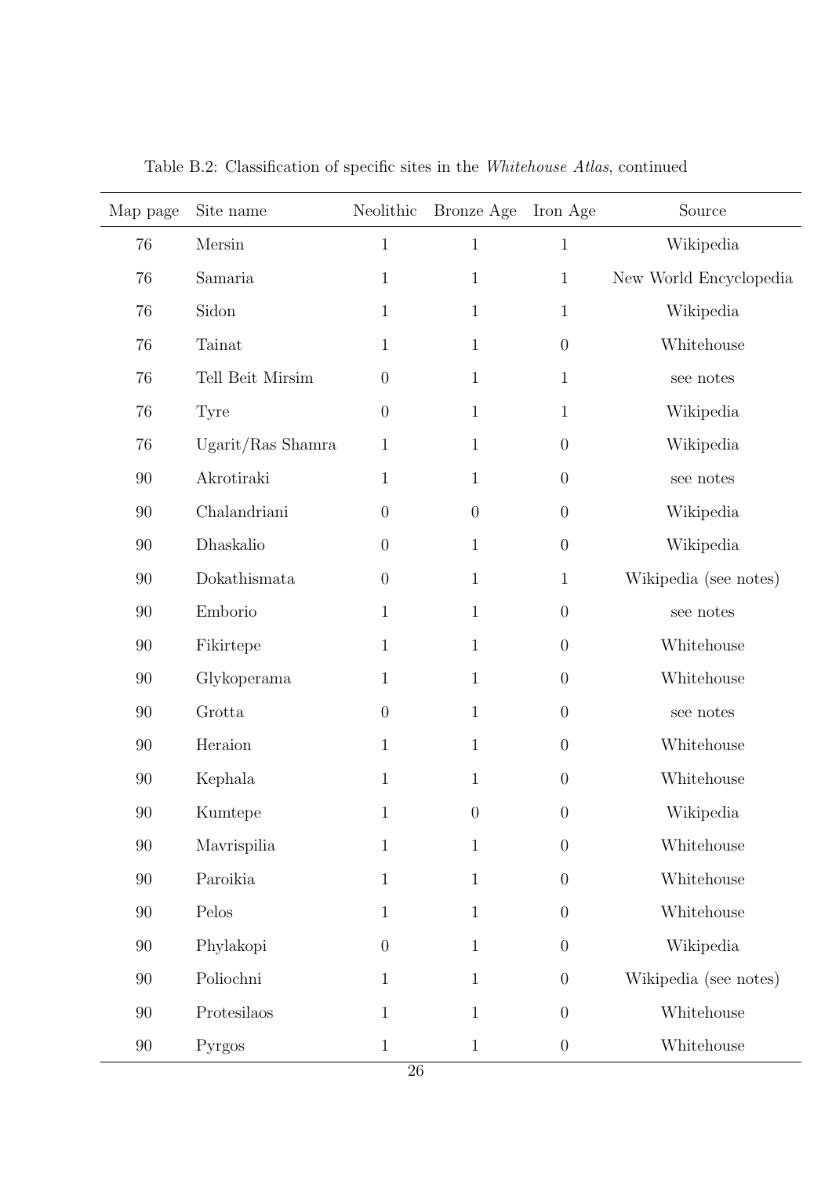Table B.2: Classification of specific sites in the *Whitehouse Atlas*, continued

| Map page | Site name | Neolithic | Bronze Age | Iron Age | Source |
|---|---|---|---|---|---|
| 76 | Mersin | 1 | 1 | 1 | Wikipedia |
| 76 | Samaria | 1 | 1 | 1 | New World Encyclopedia |
| 76 | Sidon | 1 | 1 | 1 | Wikipedia |
| 76 | Tainat | 1 | 1 | 0 | Whitehouse |
| 76 | Tell Beit Mirsim | 0 | 1 | 1 | see notes |
| 76 | Tyre | 0 | 1 | 1 | Wikipedia |
| 76 | Ugarit/Ras Shamra | 1 | 1 | 0 | Wikipedia |
| 90 | Akrotiraki | 1 | 1 | 0 | see notes |
| 90 | Chalandriani | 0 | 0 | 0 | Wikipedia |
| 90 | Dhaskalio | 0 | 1 | 0 | Wikipedia |
| 90 | Dokathismata | 0 | 1 | 1 | Wikipedia (see notes) |
| 90 | Emborio | 1 | 1 | 0 | see notes |
| 90 | Fikirtepe | 1 | 1 | 0 | Whitehouse |
| 90 | Glykoperama | 1 | 1 | 0 | Whitehouse |
| 90 | Grotta | 0 | 1 | 0 | see notes |
| 90 | Heraion | 1 | 1 | 0 | Whitehouse |
| 90 | Kephala | 1 | 1 | 0 | Whitehouse |
| 90 | Kumtepe | 1 | 0 | 0 | Wikipedia |
| 90 | Mavrispilia | 1 | 1 | 0 | Whitehouse |
| 90 | Paroikia | 1 | 1 | 0 | Whitehouse |
| 90 | Pelos | 1 | 1 | 0 | Whitehouse |
| 90 | Phylakopi | 0 | 1 | 0 | Wikipedia |
| 90 | Poliochni | 1 | 1 | 0 | Wikipedia (see notes) |
| 90 | Protesilaos | 1 | 1 | 0 | Whitehouse |
| 90 | Pyrgos | 1 | 1 | 0 | Whitehouse |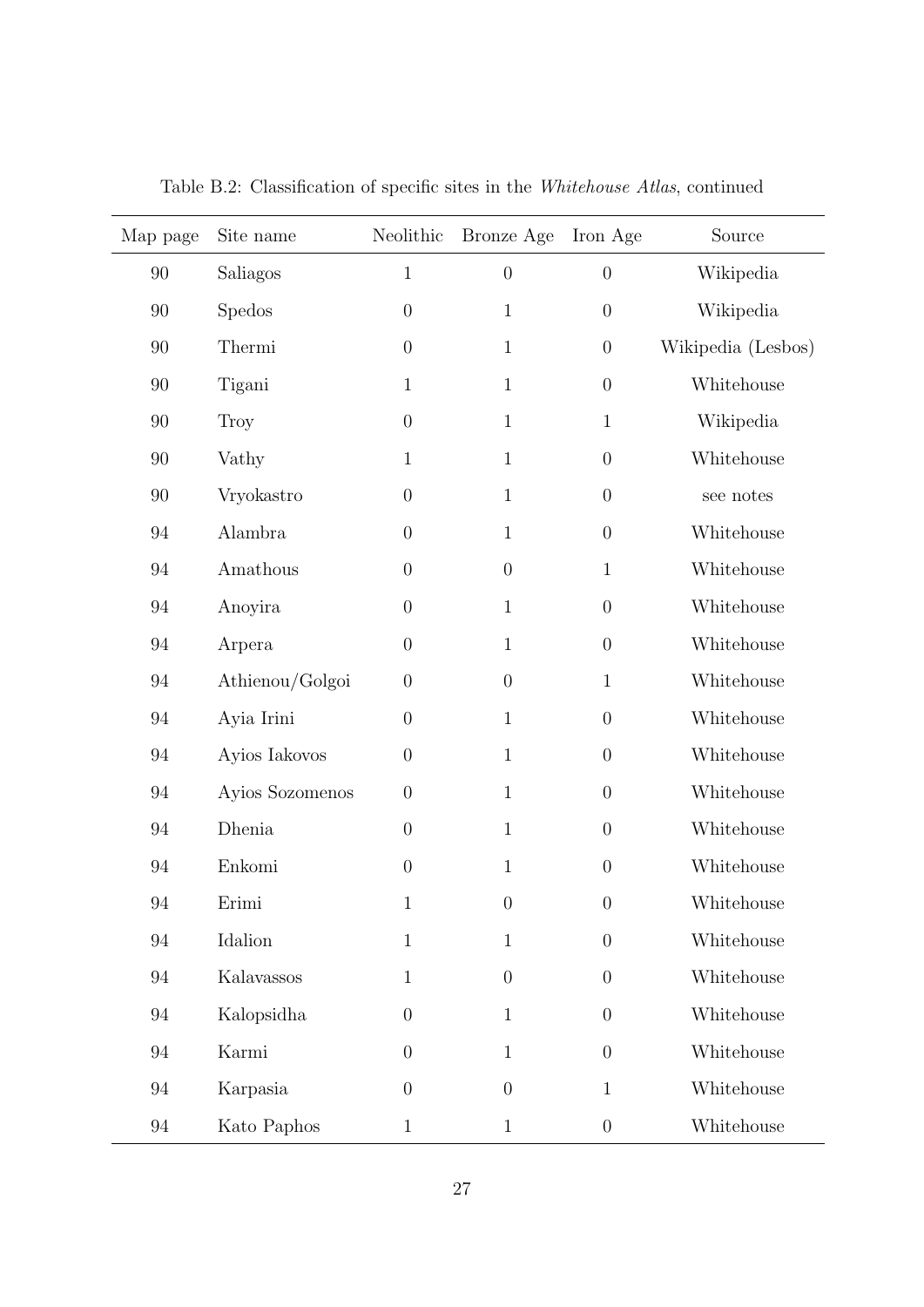Table B.2: Classification of specific sites in the *Whitehouse Atlas*, continued

| Map page | Site name | Neolithic | Bronze Age | Iron Age | Source |
|---|---|---|---|---|---|
| 90 | Saliagos | 1 | 0 | 0 | Wikipedia |
| 90 | Spedos | 0 | 1 | 0 | Wikipedia |
| 90 | Thermi | 0 | 1 | 0 | Wikipedia (Lesbos) |
| 90 | Tigani | 1 | 1 | 0 | Whitehouse |
| 90 | Troy | 0 | 1 | 1 | Wikipedia |
| 90 | Vathy | 1 | 1 | 0 | Whitehouse |
| 90 | Vryokastro | 0 | 1 | 0 | see notes |
| 94 | Alambra | 0 | 1 | 0 | Whitehouse |
| 94 | Amathous | 0 | 0 | 1 | Whitehouse |
| 94 | Anoyira | 0 | 1 | 0 | Whitehouse |
| 94 | Arpera | 0 | 1 | 0 | Whitehouse |
| 94 | Athienou/Golgoi | 0 | 0 | 1 | Whitehouse |
| 94 | Ayia Irini | 0 | 1 | 0 | Whitehouse |
| 94 | Ayios Iakovos | 0 | 1 | 0 | Whitehouse |
| 94 | Ayios Sozomenos | 0 | 1 | 0 | Whitehouse |
| 94 | Dhenia | 0 | 1 | 0 | Whitehouse |
| 94 | Enkomi | 0 | 1 | 0 | Whitehouse |
| 94 | Erimi | 1 | 0 | 0 | Whitehouse |
| 94 | Idalion | 1 | 1 | 0 | Whitehouse |
| 94 | Kalavassos | 1 | 0 | 0 | Whitehouse |
| 94 | Kalopsidha | 0 | 1 | 0 | Whitehouse |
| 94 | Karmi | 0 | 1 | 0 | Whitehouse |
| 94 | Karpasia | 0 | 0 | 1 | Whitehouse |
| 94 | Kato Paphos | 1 | 1 | 0 | Whitehouse |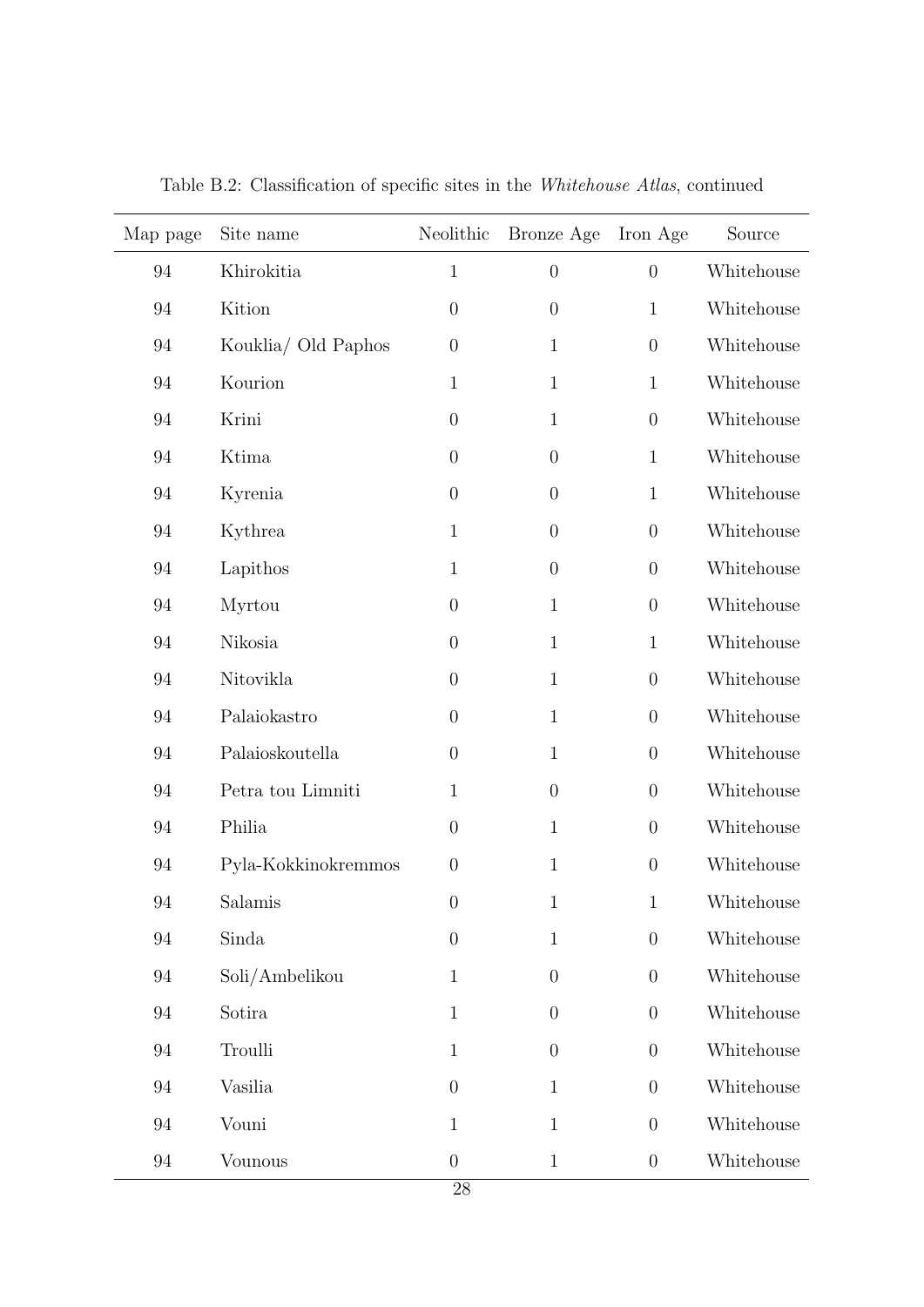Table B.2: Classification of specific sites in the *Whitehouse Atlas*, continued

| Map page | Site name | Neolithic | Bronze Age | Iron Age | Source |
|---|---|---|---|---|---|
| 94 | Khirokitia | 1 | 0 | 0 | Whitehouse |
| 94 | Kition | 0 | 0 | 1 | Whitehouse |
| 94 | Kouklia/ Old Paphos | 0 | 1 | 0 | Whitehouse |
| 94 | Kourion | 1 | 1 | 1 | Whitehouse |
| 94 | Krini | 0 | 1 | 0 | Whitehouse |
| 94 | Ktima | 0 | 0 | 1 | Whitehouse |
| 94 | Kyrenia | 0 | 0 | 1 | Whitehouse |
| 94 | Kythrea | 1 | 0 | 0 | Whitehouse |
| 94 | Lapithos | 1 | 0 | 0 | Whitehouse |
| 94 | Myrtou | 0 | 1 | 0 | Whitehouse |
| 94 | Nikosia | 0 | 1 | 1 | Whitehouse |
| 94 | Nitovikla | 0 | 1 | 0 | Whitehouse |
| 94 | Palaiokastro | 0 | 1 | 0 | Whitehouse |
| 94 | Palaioskoutella | 0 | 1 | 0 | Whitehouse |
| 94 | Petra tou Limniti | 1 | 0 | 0 | Whitehouse |
| 94 | Philia | 0 | 1 | 0 | Whitehouse |
| 94 | Pyla-Kokkinokremmos | 0 | 1 | 0 | Whitehouse |
| 94 | Salamis | 0 | 1 | 1 | Whitehouse |
| 94 | Sinda | 0 | 1 | 0 | Whitehouse |
| 94 | Soli/Ambelikou | 1 | 0 | 0 | Whitehouse |
| 94 | Sotira | 1 | 0 | 0 | Whitehouse |
| 94 | Troulli | 1 | 0 | 0 | Whitehouse |
| 94 | Vasilia | 0 | 1 | 0 | Whitehouse |
| 94 | Vouni | 1 | 1 | 0 | Whitehouse |
| 94 | Vounous | 0 | 1 | 0 | Whitehouse |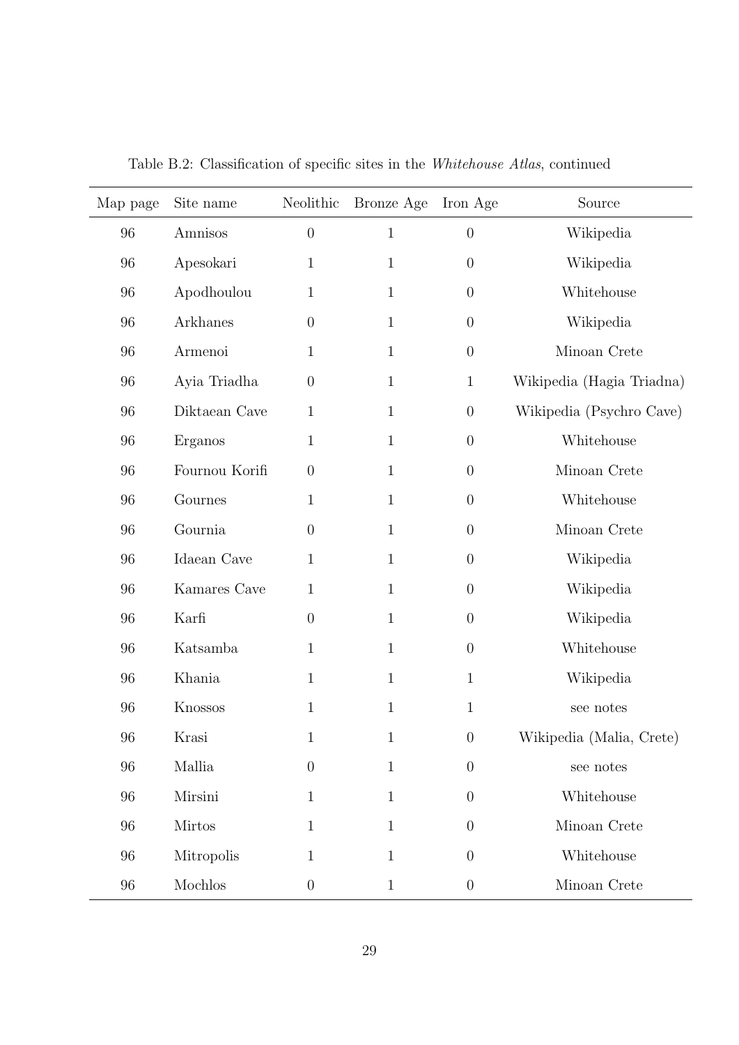Table B.2: Classification of specific sites in the *Whitehouse Atlas*, continued

| Map page | Site name | Neolithic | Bronze Age | Iron Age | Source |
|---|---|---|---|---|---|
| 96 | Amnisos | 0 | 1 | 0 | Wikipedia |
| 96 | Apesokari | 1 | 1 | 0 | Wikipedia |
| 96 | Apodhoulou | 1 | 1 | 0 | Whitehouse |
| 96 | Arkhanes | 0 | 1 | 0 | Wikipedia |
| 96 | Armenoi | 1 | 1 | 0 | Minoan Crete |
| 96 | Ayia Triadha | 0 | 1 | 1 | Wikipedia (Hagia Triadna) |
| 96 | Diktaean Cave | 1 | 1 | 0 | Wikipedia (Psychro Cave) |
| 96 | Erganos | 1 | 1 | 0 | Whitehouse |
| 96 | Fournou Korifi | 0 | 1 | 0 | Minoan Crete |
| 96 | Gournes | 1 | 1 | 0 | Whitehouse |
| 96 | Gournia | 0 | 1 | 0 | Minoan Crete |
| 96 | Idaean Cave | 1 | 1 | 0 | Wikipedia |
| 96 | Kamares Cave | 1 | 1 | 0 | Wikipedia |
| 96 | Karfi | 0 | 1 | 0 | Wikipedia |
| 96 | Katsamba | 1 | 1 | 0 | Whitehouse |
| 96 | Khania | 1 | 1 | 1 | Wikipedia |
| 96 | Knossos | 1 | 1 | 1 | see notes |
| 96 | Krasi | 1 | 1 | 0 | Wikipedia (Malia, Crete) |
| 96 | Mallia | 0 | 1 | 0 | see notes |
| 96 | Mirsini | 1 | 1 | 0 | Whitehouse |
| 96 | Mirtos | 1 | 1 | 0 | Minoan Crete |
| 96 | Mitropolis | 1 | 1 | 0 | Whitehouse |
| 96 | Mochlos | 0 | 1 | 0 | Minoan Crete |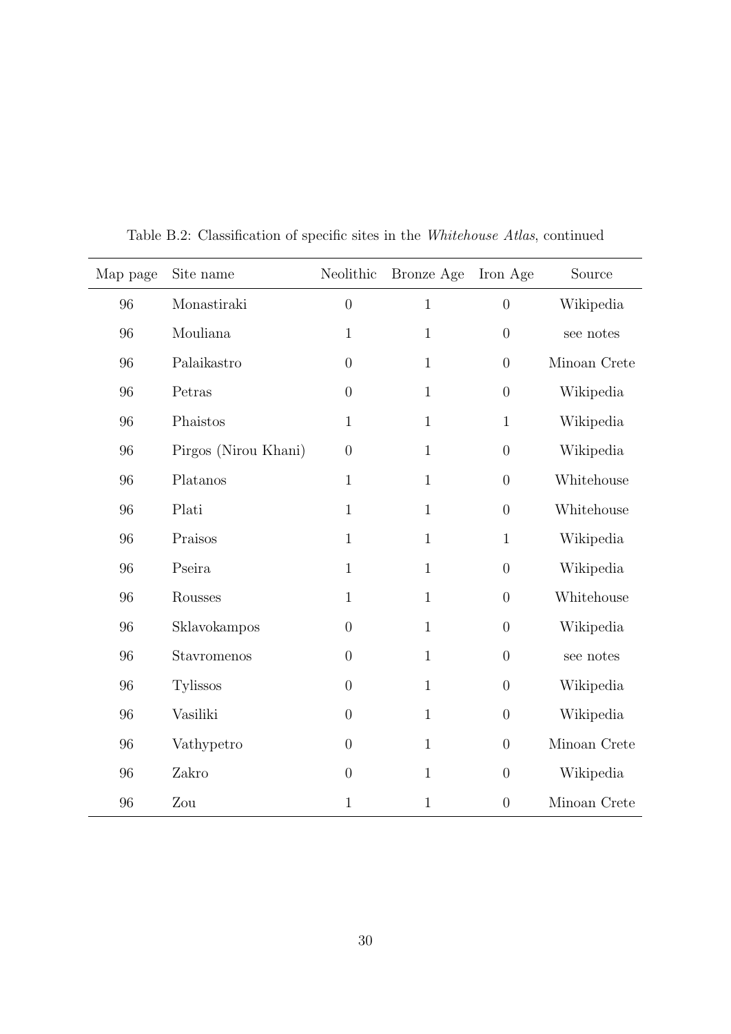Table B.2: Classification of specific sites in the *Whitehouse Atlas*, continued

| Map page | Site name | Neolithic | Bronze Age | Iron Age | Source |
|---|---|---|---|---|---|
| 96 | Monastiraki | 0 | 1 | 0 | Wikipedia |
| 96 | Mouliana | 1 | 1 | 0 | see notes |
| 96 | Palaikastro | 0 | 1 | 0 | Minoan Crete |
| 96 | Petras | 0 | 1 | 0 | Wikipedia |
| 96 | Phaistos | 1 | 1 | 1 | Wikipedia |
| 96 | Pirgos (Nirou Khani) | 0 | 1 | 0 | Wikipedia |
| 96 | Platanos | 1 | 1 | 0 | Whitehouse |
| 96 | Plati | 1 | 1 | 0 | Whitehouse |
| 96 | Praisos | 1 | 1 | 1 | Wikipedia |
| 96 | Pseira | 1 | 1 | 0 | Wikipedia |
| 96 | Rousses | 1 | 1 | 0 | Whitehouse |
| 96 | Sklavokampos | 0 | 1 | 0 | Wikipedia |
| 96 | Stavromenos | 0 | 1 | 0 | see notes |
| 96 | Tylissos | 0 | 1 | 0 | Wikipedia |
| 96 | Vasiliki | 0 | 1 | 0 | Wikipedia |
| 96 | Vathypetro | 0 | 1 | 0 | Minoan Crete |
| 96 | Zakro | 0 | 1 | 0 | Wikipedia |
| 96 | Zou | 1 | 1 | 0 | Minoan Crete |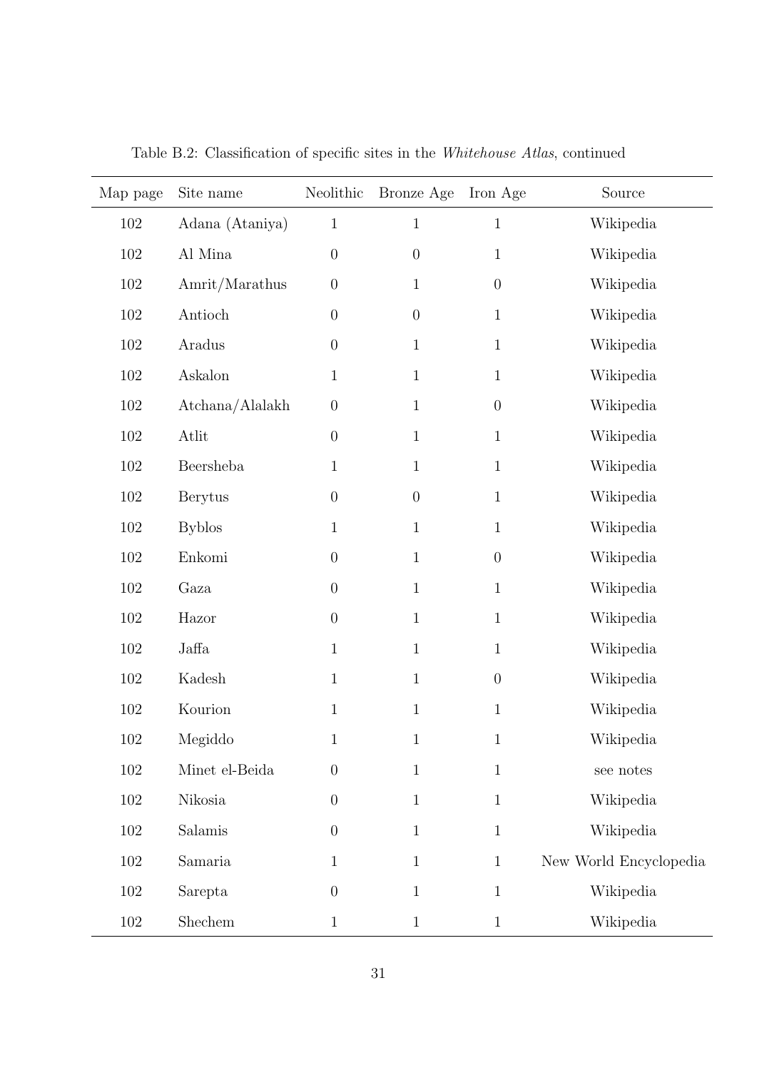Table B.2: Classification of specific sites in the *Whitehouse Atlas*, continued

| Map page | Site name | Neolithic | Bronze Age | Iron Age | Source |
|---|---|---|---|---|---|
| 102 | Adana (Ataniya) | 1 | 1 | 1 | Wikipedia |
| 102 | Al Mina | 0 | 0 | 1 | Wikipedia |
| 102 | Amrit/Marathus | 0 | 1 | 0 | Wikipedia |
| 102 | Antioch | 0 | 0 | 1 | Wikipedia |
| 102 | Aradus | 0 | 1 | 1 | Wikipedia |
| 102 | Askalon | 1 | 1 | 1 | Wikipedia |
| 102 | Atchana/Alalakh | 0 | 1 | 0 | Wikipedia |
| 102 | Atlit | 0 | 1 | 1 | Wikipedia |
| 102 | Beersheba | 1 | 1 | 1 | Wikipedia |
| 102 | Berytus | 0 | 0 | 1 | Wikipedia |
| 102 | Byblos | 1 | 1 | 1 | Wikipedia |
| 102 | Enkomi | 0 | 1 | 0 | Wikipedia |
| 102 | Gaza | 0 | 1 | 1 | Wikipedia |
| 102 | Hazor | 0 | 1 | 1 | Wikipedia |
| 102 | Jaffa | 1 | 1 | 1 | Wikipedia |
| 102 | Kadesh | 1 | 1 | 0 | Wikipedia |
| 102 | Kourion | 1 | 1 | 1 | Wikipedia |
| 102 | Megiddo | 1 | 1 | 1 | Wikipedia |
| 102 | Minet el-Beida | 0 | 1 | 1 | see notes |
| 102 | Nikosia | 0 | 1 | 1 | Wikipedia |
| 102 | Salamis | 0 | 1 | 1 | Wikipedia |
| 102 | Samaria | 1 | 1 | 1 | New World Encyclopedia |
| 102 | Sarepta | 0 | 1 | 1 | Wikipedia |
| 102 | Shechem | 1 | 1 | 1 | Wikipedia |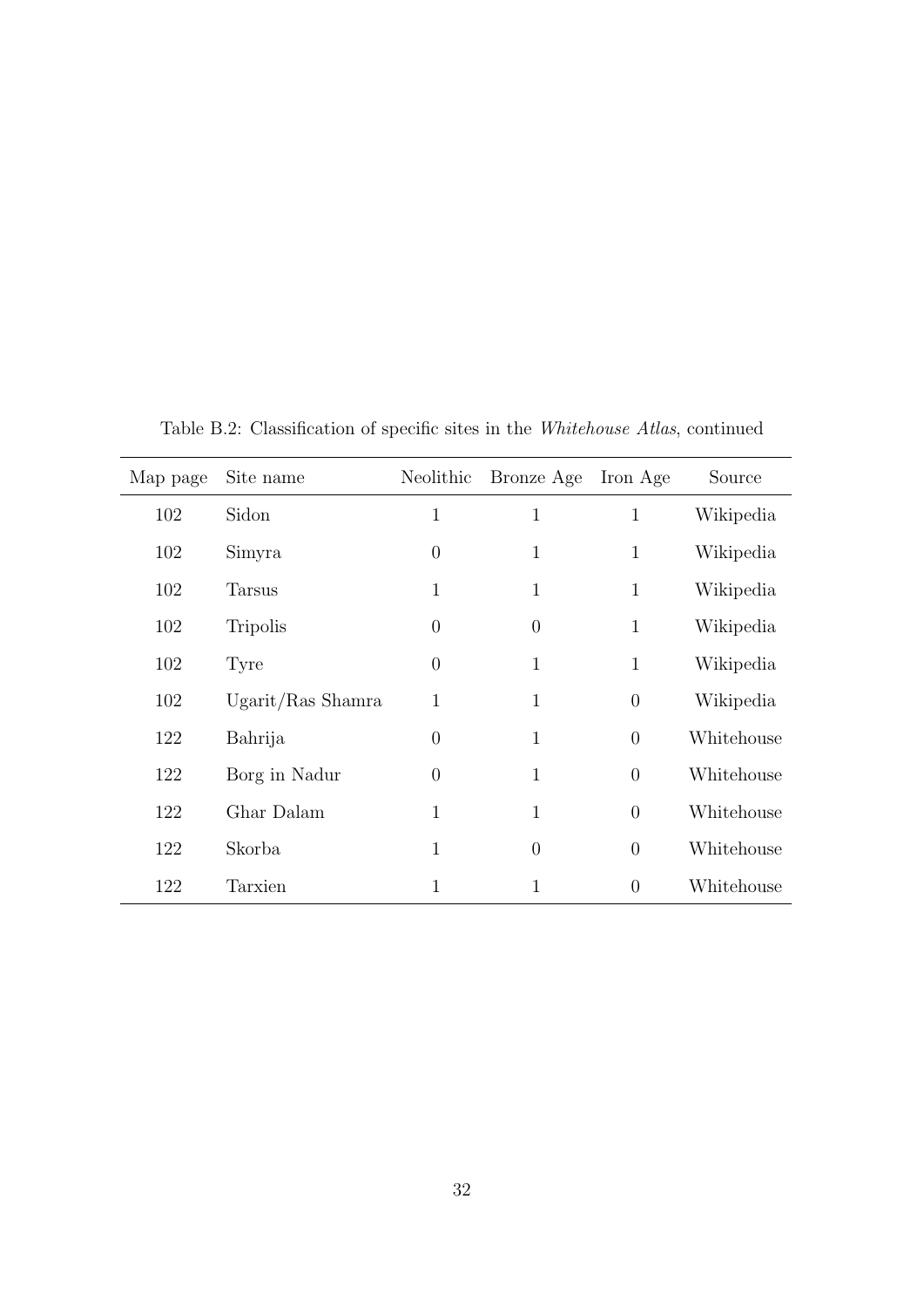Table B.2: Classification of specific sites in the *Whitehouse Atlas*, continued

| Map page | Site name | Neolithic | Bronze Age | Iron Age | Source |
|---|---|---|---|---|---|
| 102 | Sidon | 1 | 1 | 1 | Wikipedia |
| 102 | Simyra | 0 | 1 | 1 | Wikipedia |
| 102 | Tarsus | 1 | 1 | 1 | Wikipedia |
| 102 | Tripolis | 0 | 0 | 1 | Wikipedia |
| 102 | Tyre | 0 | 1 | 1 | Wikipedia |
| 102 | Ugarit/Ras Shamra | 1 | 1 | 0 | Wikipedia |
| 122 | Bahrija | 0 | 1 | 0 | Whitehouse |
| 122 | Borg in Nadur | 0 | 1 | 0 | Whitehouse |
| 122 | Ghar Dalam | 1 | 1 | 0 | Whitehouse |
| 122 | Skorba | 1 | 0 | 0 | Whitehouse |
| 122 | Tarxien | 1 | 1 | 0 | Whitehouse |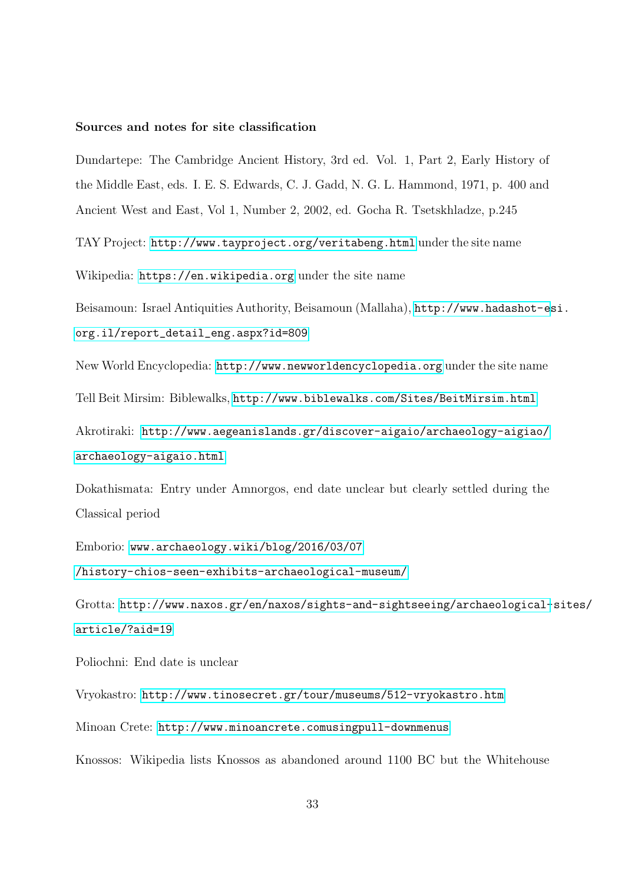**Sources and notes for site classification**

Dundartepe: The Cambridge Ancient History, 3rd ed. Vol. 1, Part 2, Early History of the Middle East, eds. I. E. S. Edwards, C. J. Gadd, N. G. L. Hammond, 1971, p. 400 and Ancient West and East, Vol 1, Number 2, 2002, ed. Gocha R. Tsetskhladze, p.245

TAY Project: http://www.tayproject.org/veritabeng.html under the site name

Wikipedia: https://en.wikipedia.org under the site name

Beisamoun: Israel Antiquities Authority, Beisamoun (Mallaha), http://www.hadashot-esi.org.il/report_detail_eng.aspx?id=809

New World Encyclopedia: http://www.newworldencyclopedia.org under the site name

Tell Beit Mirsim: Biblewalks, http://www.biblewalks.com/Sites/BeitMirsim.html

Akrotiraki: http://www.aegeanislands.gr/discover-aigaio/archaeology-aigiao/archaeology-aigaio.html

Dokathismata: Entry under Amnorgos, end date unclear but clearly settled during the Classical period

Emborio: www.archaeology.wiki/blog/2016/03/07/history-chios-seen-exhibits-archaeological-museum/

Grotta: http://www.naxos.gr/en/naxos/sights-and-sightseeing/archaeological-sites/article/?aid=19

Poliochni: End date is unclear

Vryokastro: http://www.tinosecret.gr/tour/museums/512-vryokastro.htm

Minoan Crete: http://www.minoancrete.comusingpull-downmenus

Knossos: Wikipedia lists Knossos as abandoned around 1100 BC but the Whitehouse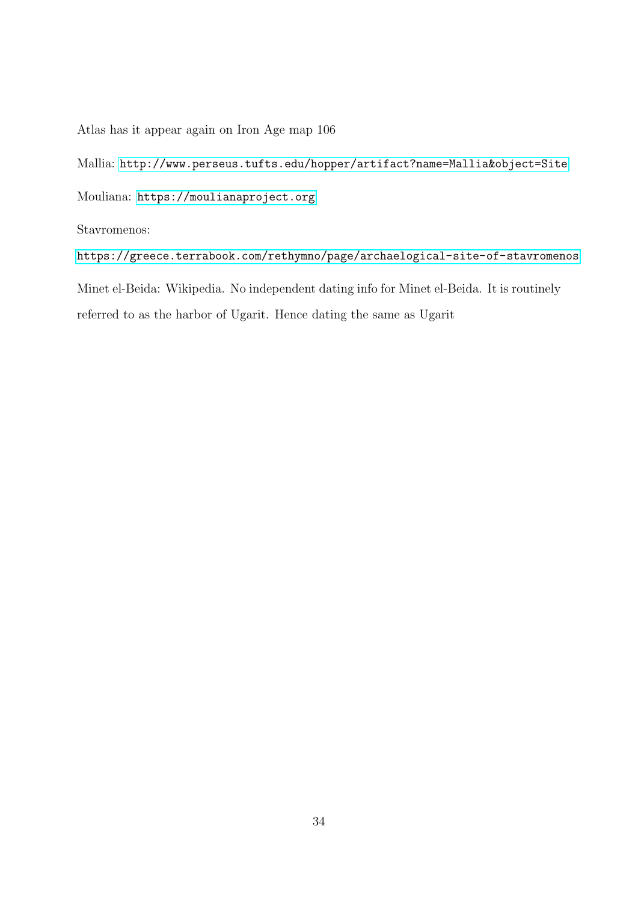Atlas has it appear again on Iron Age map 106

Mallia: http://www.perseus.tufts.edu/hopper/artifact?name=Mallia&object=Site

Mouliana: https://moulianaproject.org

Stavromenos:

https://greece.terrabook.com/rethymno/page/archaelogical-site-of-stavromenos

Minet el-Beida: Wikipedia. No independent dating info for Minet el-Beida. It is routinely referred to as the harbor of Ugarit. Hence dating the same as Ugarit